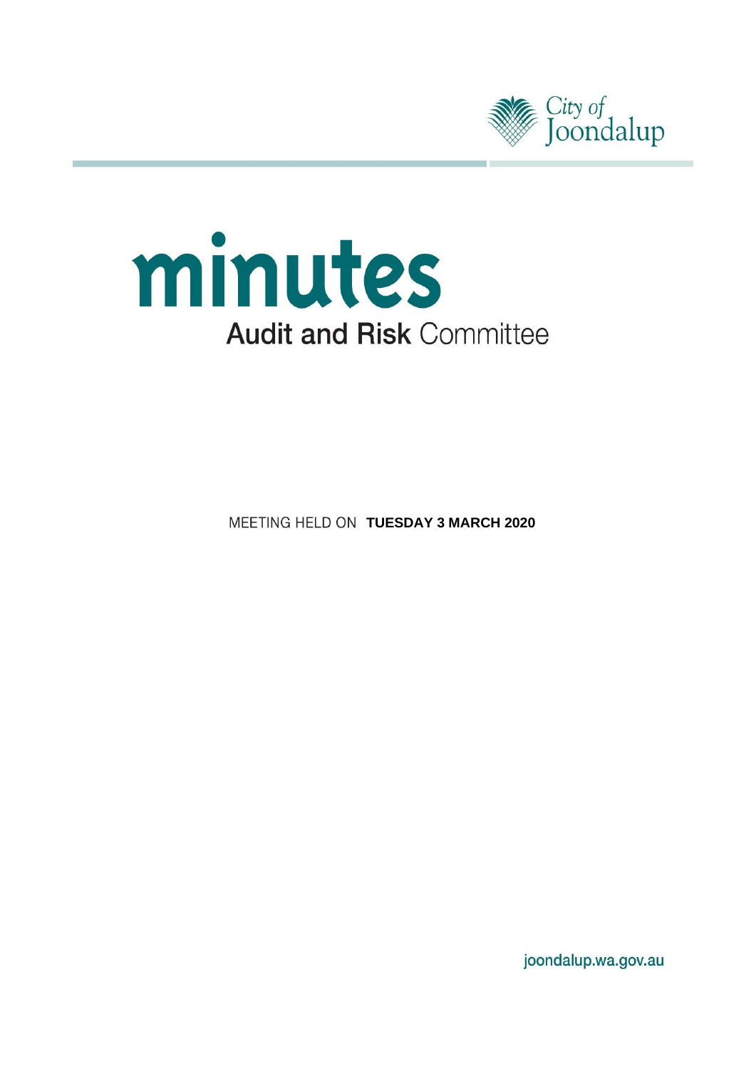City of Joondalup

# minutes

## Audit and Risk Committee

MEETING HELD ON **TUESDAY 3 MARCH 2020**

joondalup.wa.gov.au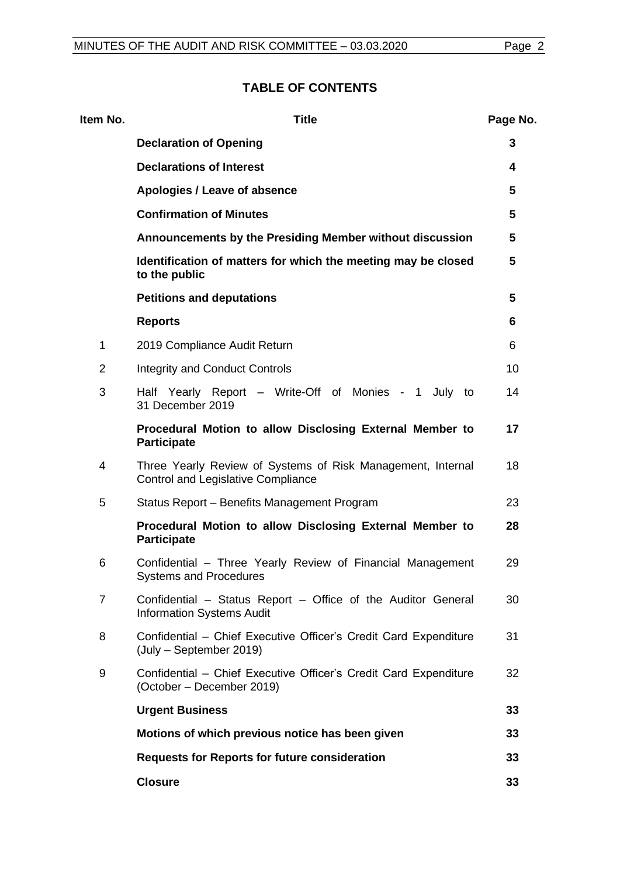## TABLE OF CONTENTS

| Item No. | Title | Page No. |
|---|---|---|
| | **Declaration of Opening** | **3** |
| | **Declarations of Interest** | **4** |
| | **Apologies / Leave of absence** | **5** |
| | **Confirmation of Minutes** | **5** |
| | **Announcements by the Presiding Member without discussion** | **5** |
| | **Identification of matters for which the meeting may be closed to the public** | **5** |
| | **Petitions and deputations** | **5** |
| | **Reports** | **6** |
| 1 | 2019 Compliance Audit Return | 6 |
| 2 | Integrity and Conduct Controls | 10 |
| 3 | Half Yearly Report – Write-Off of Monies - 1 July to 31 December 2019 | 14 |
| | **Procedural Motion to allow Disclosing External Member to Participate** | **17** |
| 4 | Three Yearly Review of Systems of Risk Management, Internal Control and Legislative Compliance | 18 |
| 5 | Status Report – Benefits Management Program | 23 |
| | **Procedural Motion to allow Disclosing External Member to Participate** | **28** |
| 6 | Confidential – Three Yearly Review of Financial Management Systems and Procedures | 29 |
| 7 | Confidential – Status Report – Office of the Auditor General Information Systems Audit | 30 |
| 8 | Confidential – Chief Executive Officer's Credit Card Expenditure (July – September 2019) | 31 |
| 9 | Confidential – Chief Executive Officer's Credit Card Expenditure (October – December 2019) | 32 |
| | **Urgent Business** | **33** |
| | **Motions of which previous notice has been given** | **33** |
| | **Requests for Reports for future consideration** | **33** |
| | **Closure** | **33** |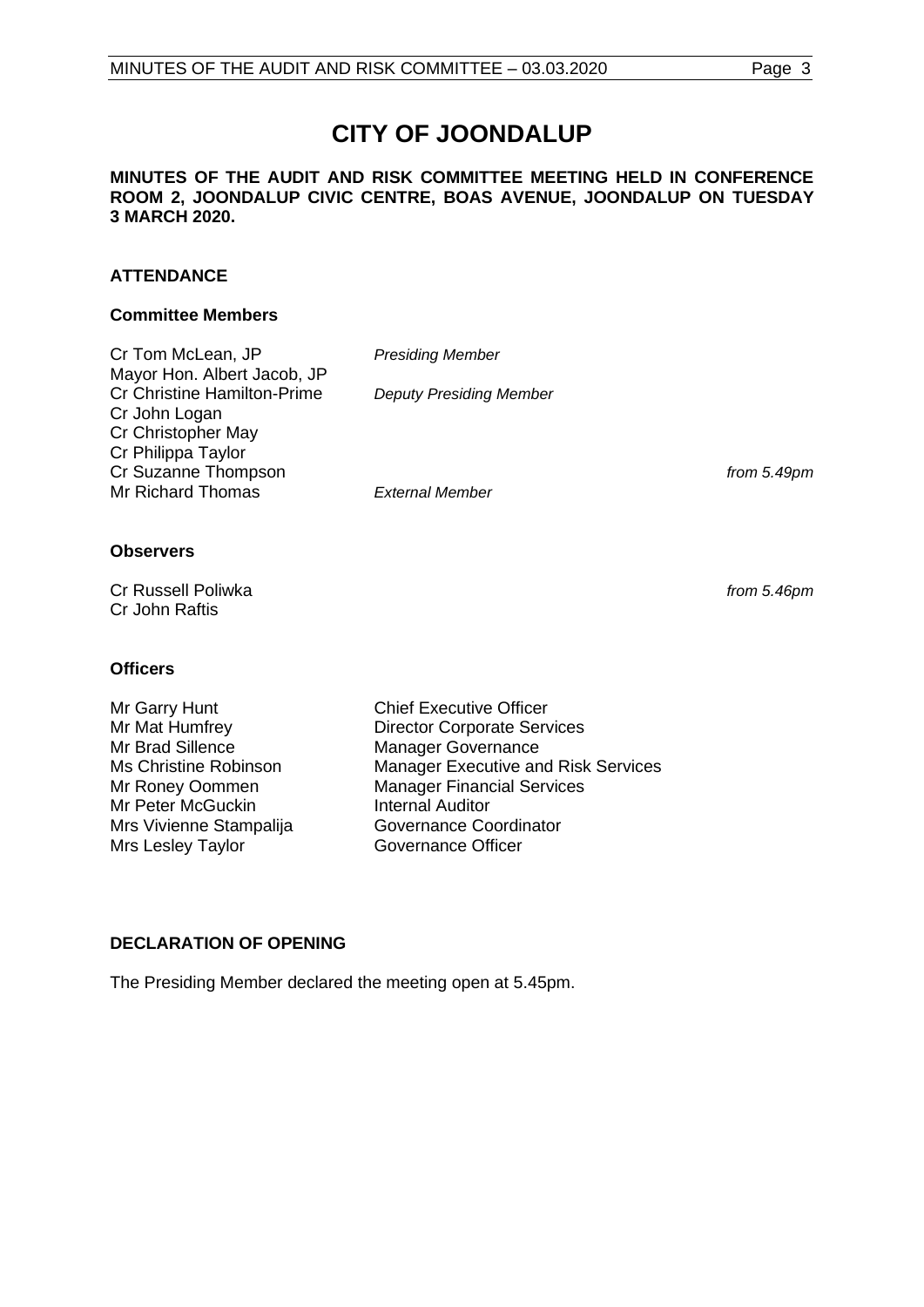# CITY OF JOONDALUP

**MINUTES OF THE AUDIT AND RISK COMMITTEE MEETING HELD IN CONFERENCE ROOM 2, JOONDALUP CIVIC CENTRE, BOAS AVENUE, JOONDALUP ON TUESDAY 3 MARCH 2020.**

## ATTENDANCE

### Committee Members

| | | |
|---|---|---|
| Cr Tom McLean, JP | *Presiding Member* | |
| Mayor Hon. Albert Jacob, JP | | |
| Cr Christine Hamilton-Prime | *Deputy Presiding Member* | |
| Cr John Logan | | |
| Cr Christopher May | | |
| Cr Philippa Taylor | | |
| Cr Suzanne Thompson | | *from 5.49pm* |
| Mr Richard Thomas | *External Member* | |

### Observers

| | |
|---|---|
| Cr Russell Poliwka | *from 5.46pm* |
| Cr John Raftis | |

### Officers

| | |
|---|---|
| Mr Garry Hunt | Chief Executive Officer |
| Mr Mat Humfrey | Director Corporate Services |
| Mr Brad Sillence | Manager Governance |
| Ms Christine Robinson | Manager Executive and Risk Services |
| Mr Roney Oommen | Manager Financial Services |
| Mr Peter McGuckin | Internal Auditor |
| Mrs Vivienne Stampalija | Governance Coordinator |
| Mrs Lesley Taylor | Governance Officer |

## DECLARATION OF OPENING

The Presiding Member declared the meeting open at 5.45pm.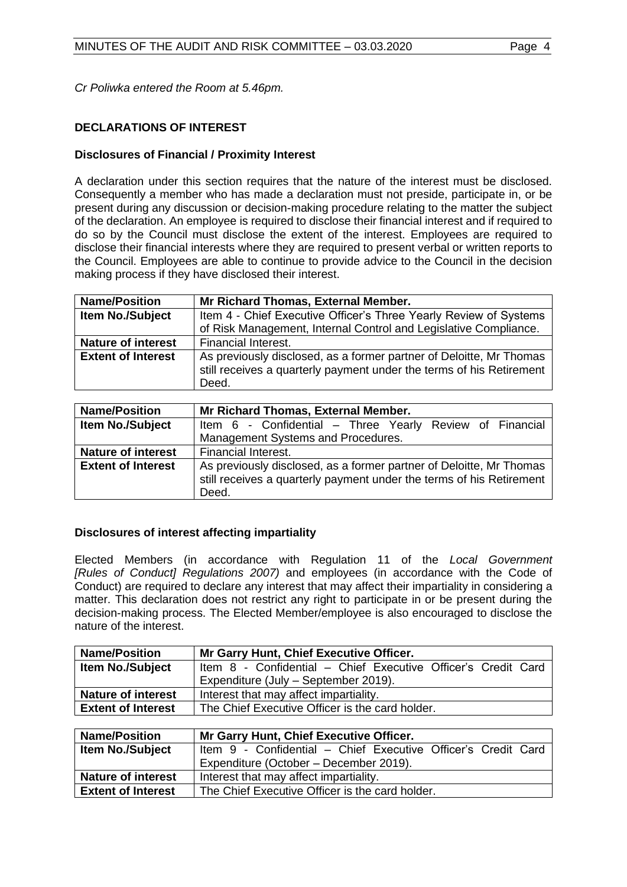*Cr Poliwka entered the Room at 5.46pm.*

## DECLARATIONS OF INTEREST

### Disclosures of Financial / Proximity Interest

A declaration under this section requires that the nature of the interest must be disclosed. Consequently a member who has made a declaration must not preside, participate in, or be present during any discussion or decision-making procedure relating to the matter the subject of the declaration. An employee is required to disclose their financial interest and if required to do so by the Council must disclose the extent of the interest. Employees are required to disclose their financial interests where they are required to present verbal or written reports to the Council. Employees are able to continue to provide advice to the Council in the decision making process if they have disclosed their interest.

| **Name/Position** | **Mr Richard Thomas, External Member.** |
|---|---|
| **Item No./Subject** | Item 4 - Chief Executive Officer's Three Yearly Review of Systems of Risk Management, Internal Control and Legislative Compliance. |
| **Nature of interest** | Financial Interest. |
| **Extent of Interest** | As previously disclosed, as a former partner of Deloitte, Mr Thomas still receives a quarterly payment under the terms of his Retirement Deed. |

| **Name/Position** | **Mr Richard Thomas, External Member.** |
|---|---|
| **Item No./Subject** | Item 6 - Confidential – Three Yearly Review of Financial Management Systems and Procedures. |
| **Nature of interest** | Financial Interest. |
| **Extent of Interest** | As previously disclosed, as a former partner of Deloitte, Mr Thomas still receives a quarterly payment under the terms of his Retirement Deed. |

### Disclosures of interest affecting impartiality

Elected Members (in accordance with Regulation 11 of the *Local Government [Rules of Conduct] Regulations 2007)* and employees (in accordance with the Code of Conduct) are required to declare any interest that may affect their impartiality in considering a matter. This declaration does not restrict any right to participate in or be present during the decision-making process. The Elected Member/employee is also encouraged to disclose the nature of the interest.

| **Name/Position** | **Mr Garry Hunt, Chief Executive Officer.** |
|---|---|
| **Item No./Subject** | Item 8 - Confidential – Chief Executive Officer's Credit Card Expenditure (July – September 2019). |
| **Nature of interest** | Interest that may affect impartiality. |
| **Extent of Interest** | The Chief Executive Officer is the card holder. |

| **Name/Position** | **Mr Garry Hunt, Chief Executive Officer.** |
|---|---|
| **Item No./Subject** | Item 9 - Confidential – Chief Executive Officer's Credit Card Expenditure (October – December 2019). |
| **Nature of interest** | Interest that may affect impartiality. |
| **Extent of Interest** | The Chief Executive Officer is the card holder. |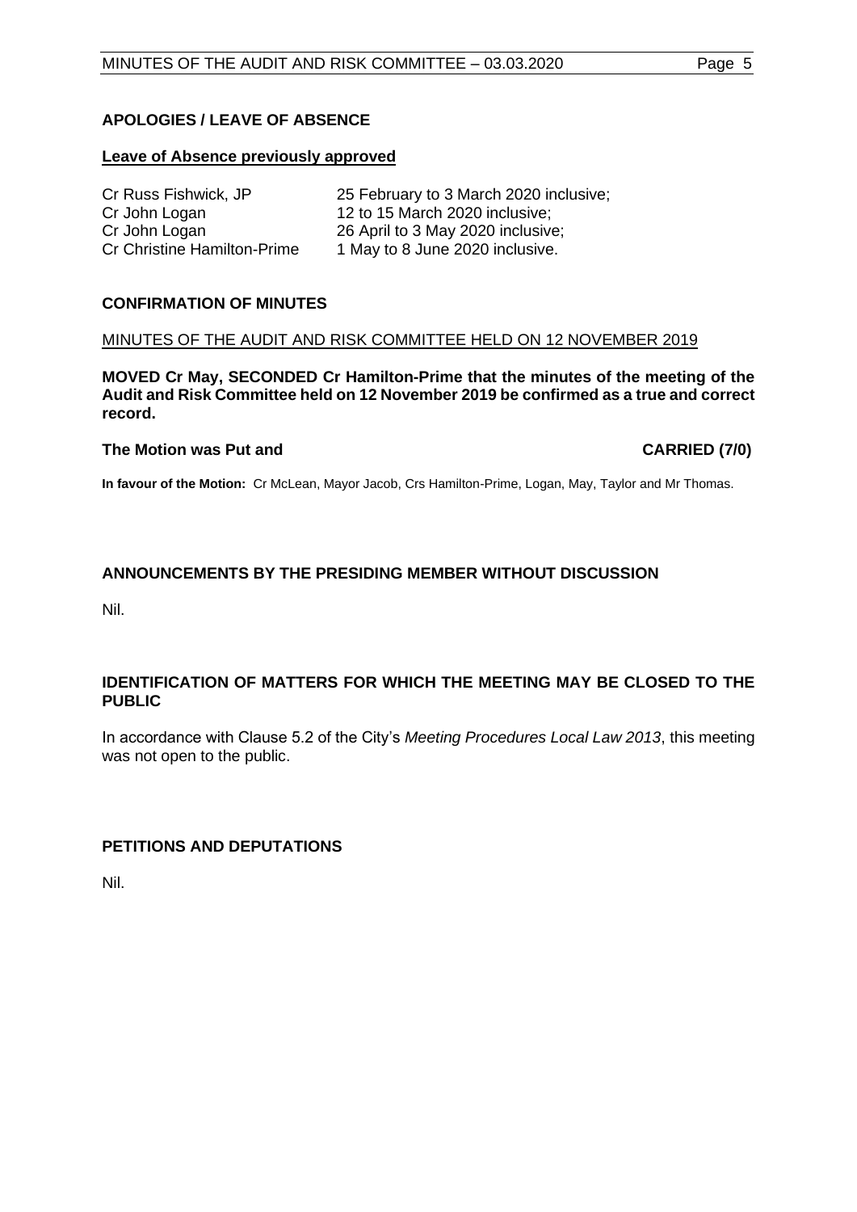## APOLOGIES / LEAVE OF ABSENCE

**Leave of Absence previously approved**

| | |
|---|---|
| Cr Russ Fishwick, JP | 25 February to 3 March 2020 inclusive; |
| Cr John Logan | 12 to 15 March 2020 inclusive; |
| Cr John Logan | 26 April to 3 May 2020 inclusive; |
| Cr Christine Hamilton-Prime | 1 May to 8 June 2020 inclusive. |

## CONFIRMATION OF MINUTES

MINUTES OF THE AUDIT AND RISK COMMITTEE HELD ON 12 NOVEMBER 2019

**MOVED Cr May, SECONDED Cr Hamilton-Prime that the minutes of the meeting of the Audit and Risk Committee held on 12 November 2019 be confirmed as a true and correct record.**

**The Motion was Put and CARRIED (7/0)**

**In favour of the Motion:** Cr McLean, Mayor Jacob, Crs Hamilton-Prime, Logan, May, Taylor and Mr Thomas.

## ANNOUNCEMENTS BY THE PRESIDING MEMBER WITHOUT DISCUSSION

Nil.

## IDENTIFICATION OF MATTERS FOR WHICH THE MEETING MAY BE CLOSED TO THE PUBLIC

In accordance with Clause 5.2 of the City's *Meeting Procedures Local Law 2013*, this meeting was not open to the public.

## PETITIONS AND DEPUTATIONS

Nil.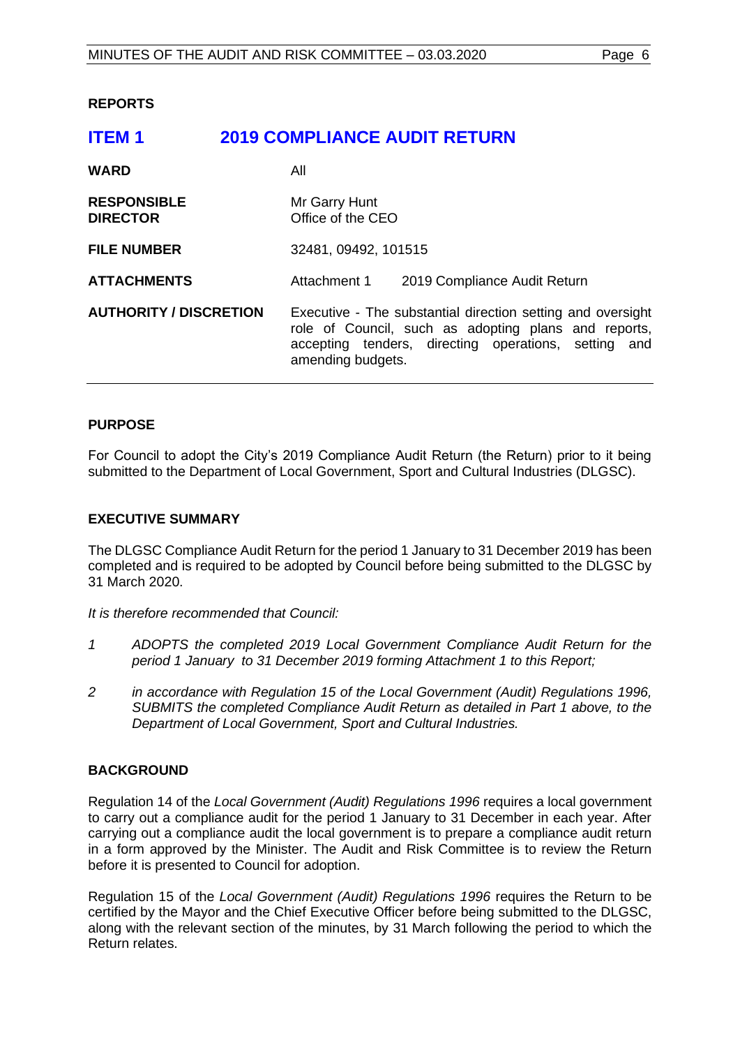**REPORTS**

# ITEM 1 2019 COMPLIANCE AUDIT RETURN

| | |
|---|---|
| **WARD** | All |
| **RESPONSIBLE DIRECTOR** | Mr Garry Hunt<br>Office of the CEO |
| **FILE NUMBER** | 32481, 09492, 101515 |
| **ATTACHMENTS** | Attachment 1 2019 Compliance Audit Return |
| **AUTHORITY / DISCRETION** | Executive - The substantial direction setting and oversight role of Council, such as adopting plans and reports, accepting tenders, directing operations, setting and amending budgets. |

## PURPOSE

For Council to adopt the City's 2019 Compliance Audit Return (the Return) prior to it being submitted to the Department of Local Government, Sport and Cultural Industries (DLGSC).

## EXECUTIVE SUMMARY

The DLGSC Compliance Audit Return for the period 1 January to 31 December 2019 has been completed and is required to be adopted by Council before being submitted to the DLGSC by 31 March 2020.

*It is therefore recommended that Council:*

1. *ADOPTS the completed 2019 Local Government Compliance Audit Return for the period 1 January to 31 December 2019 forming Attachment 1 to this Report;*
2. *in accordance with Regulation 15 of the Local Government (Audit) Regulations 1996, SUBMITS the completed Compliance Audit Return as detailed in Part 1 above, to the Department of Local Government, Sport and Cultural Industries.*

## BACKGROUND

Regulation 14 of the *Local Government (Audit) Regulations 1996* requires a local government to carry out a compliance audit for the period 1 January to 31 December in each year. After carrying out a compliance audit the local government is to prepare a compliance audit return in a form approved by the Minister. The Audit and Risk Committee is to review the Return before it is presented to Council for adoption.

Regulation 15 of the *Local Government (Audit) Regulations 1996* requires the Return to be certified by the Mayor and the Chief Executive Officer before being submitted to the DLGSC, along with the relevant section of the minutes, by 31 March following the period to which the Return relates.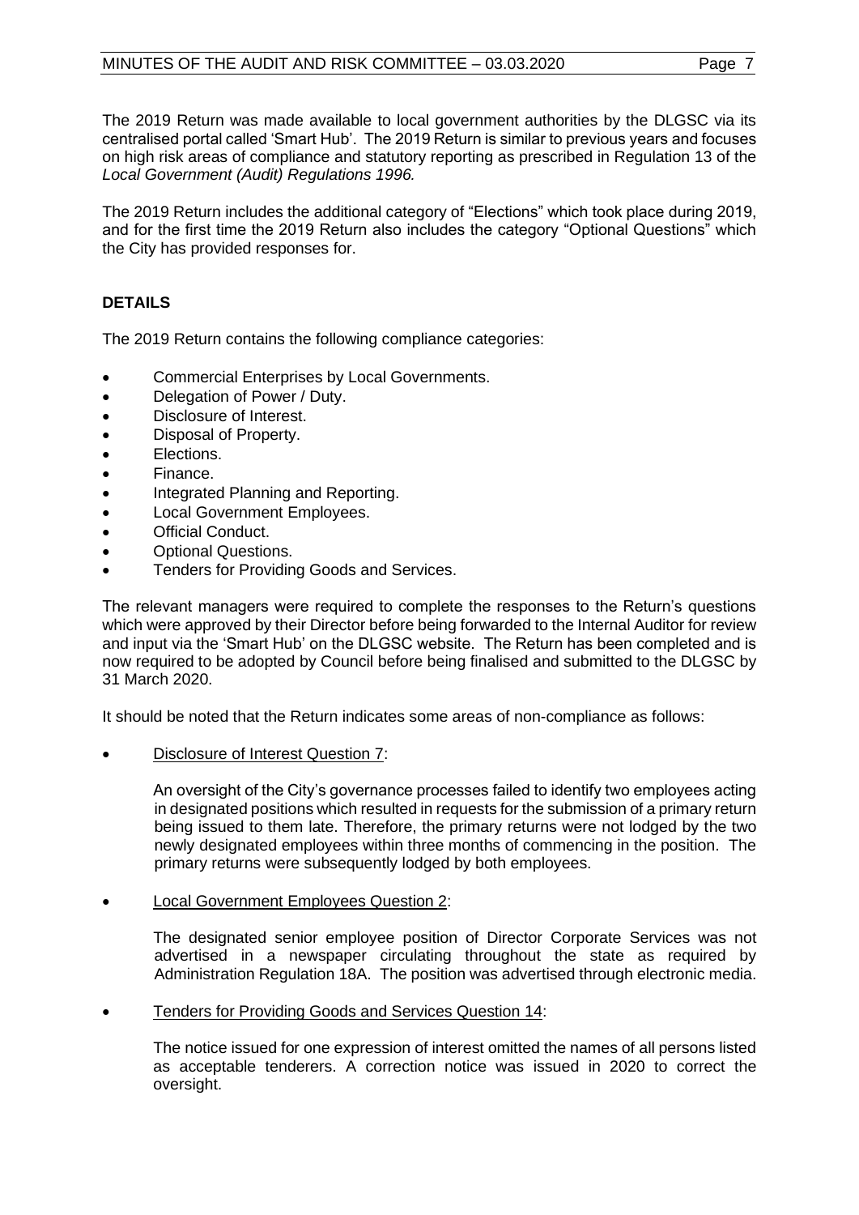The 2019 Return was made available to local government authorities by the DLGSC via its centralised portal called 'Smart Hub'. The 2019 Return is similar to previous years and focuses on high risk areas of compliance and statutory reporting as prescribed in Regulation 13 of the *Local Government (Audit) Regulations 1996.*

The 2019 Return includes the additional category of "Elections" which took place during 2019, and for the first time the 2019 Return also includes the category "Optional Questions" which the City has provided responses for.

**DETAILS**

The 2019 Return contains the following compliance categories:

- Commercial Enterprises by Local Governments.
- Delegation of Power / Duty.
- Disclosure of Interest.
- Disposal of Property.
- Elections.
- Finance.
- Integrated Planning and Reporting.
- Local Government Employees.
- Official Conduct.
- Optional Questions.
- Tenders for Providing Goods and Services.

The relevant managers were required to complete the responses to the Return's questions which were approved by their Director before being forwarded to the Internal Auditor for review and input via the 'Smart Hub' on the DLGSC website. The Return has been completed and is now required to be adopted by Council before being finalised and submitted to the DLGSC by 31 March 2020.

It should be noted that the Return indicates some areas of non-compliance as follows:

- <u>Disclosure of Interest Question 7</u>:

  An oversight of the City's governance processes failed to identify two employees acting in designated positions which resulted in requests for the submission of a primary return being issued to them late. Therefore, the primary returns were not lodged by the two newly designated employees within three months of commencing in the position. The primary returns were subsequently lodged by both employees.

- <u>Local Government Employees Question 2</u>:

  The designated senior employee position of Director Corporate Services was not advertised in a newspaper circulating throughout the state as required by Administration Regulation 18A. The position was advertised through electronic media.

- <u>Tenders for Providing Goods and Services Question 14</u>:

  The notice issued for one expression of interest omitted the names of all persons listed as acceptable tenderers. A correction notice was issued in 2020 to correct the oversight.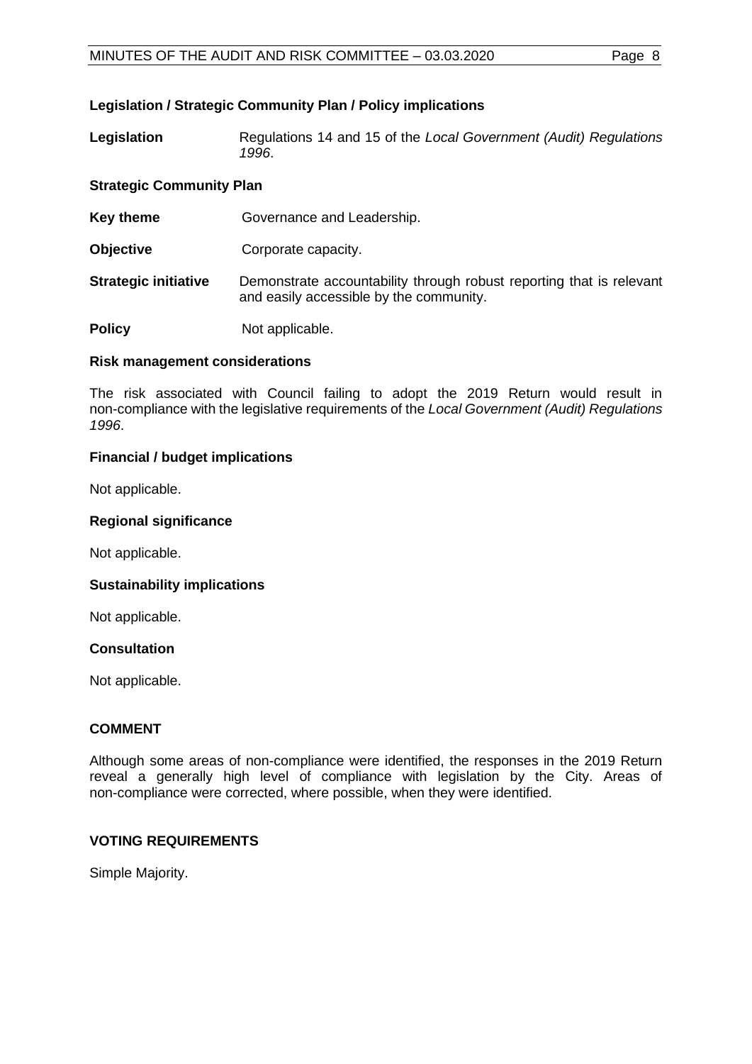**Legislation / Strategic Community Plan / Policy implications**

**Legislation** Regulations 14 and 15 of the *Local Government (Audit) Regulations 1996*.

**Strategic Community Plan**

**Key theme** Governance and Leadership.

**Objective** Corporate capacity.

**Strategic initiative** Demonstrate accountability through robust reporting that is relevant and easily accessible by the community.

**Policy** Not applicable.

**Risk management considerations**

The risk associated with Council failing to adopt the 2019 Return would result in non-compliance with the legislative requirements of the *Local Government (Audit) Regulations 1996*.

**Financial / budget implications**

Not applicable.

**Regional significance**

Not applicable.

**Sustainability implications**

Not applicable.

**Consultation**

Not applicable.

**COMMENT**

Although some areas of non-compliance were identified, the responses in the 2019 Return reveal a generally high level of compliance with legislation by the City. Areas of non-compliance were corrected, where possible, when they were identified.

**VOTING REQUIREMENTS**

Simple Majority.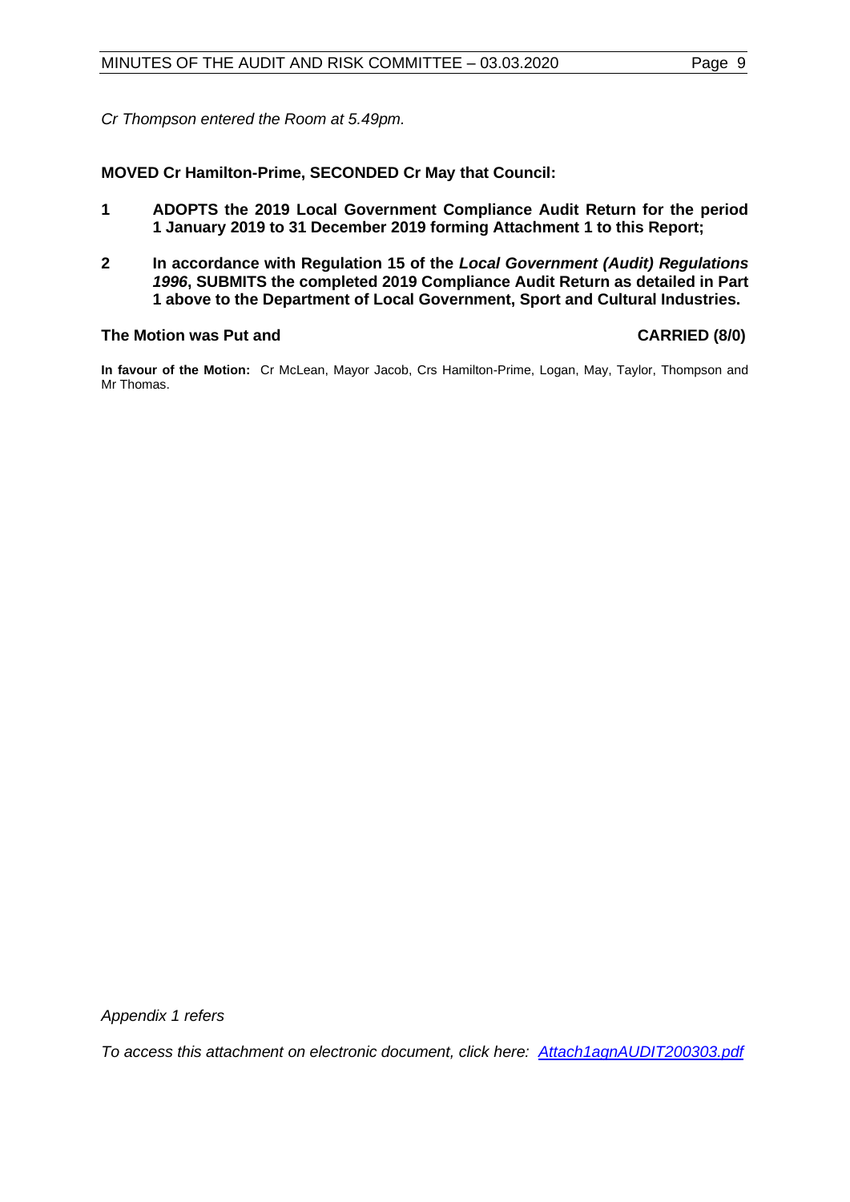*Cr Thompson entered the Room at 5.49pm.*

**MOVED Cr Hamilton-Prime, SECONDED Cr May that Council:**

**1 ADOPTS the 2019 Local Government Compliance Audit Return for the period 1 January 2019 to 31 December 2019 forming Attachment 1 to this Report;**

**2 In accordance with Regulation 15 of the *Local Government (Audit) Regulations 1996*, SUBMITS the completed 2019 Compliance Audit Return as detailed in Part 1 above to the Department of Local Government, Sport and Cultural Industries.**

**The Motion was Put and CARRIED (8/0)**

**In favour of the Motion:** Cr McLean, Mayor Jacob, Crs Hamilton-Prime, Logan, May, Taylor, Thompson and Mr Thomas.

*Appendix 1 refers*

*To access this attachment on electronic document, click here: Attach1agnAUDIT200303.pdf*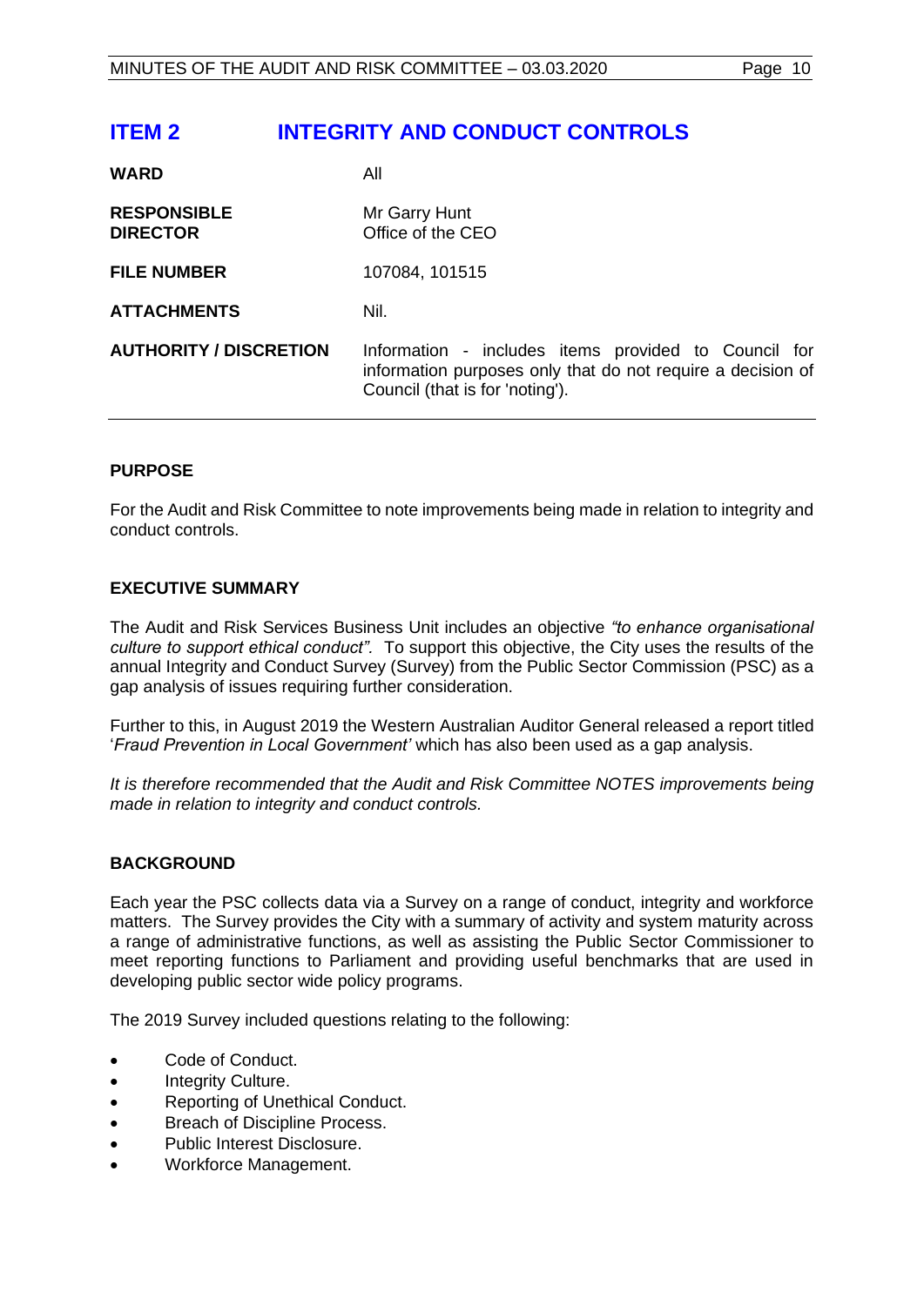# ITEM 2 INTEGRITY AND CONDUCT CONTROLS

| | |
|---|---|
| **WARD** | All |
| **RESPONSIBLE DIRECTOR** | Mr Garry Hunt<br>Office of the CEO |
| **FILE NUMBER** | 107084, 101515 |
| **ATTACHMENTS** | Nil. |
| **AUTHORITY / DISCRETION** | Information - includes items provided to Council for information purposes only that do not require a decision of Council (that is for 'noting'). |

## PURPOSE

For the Audit and Risk Committee to note improvements being made in relation to integrity and conduct controls.

## EXECUTIVE SUMMARY

The Audit and Risk Services Business Unit includes an objective *"to enhance organisational culture to support ethical conduct"*. To support this objective, the City uses the results of the annual Integrity and Conduct Survey (Survey) from the Public Sector Commission (PSC) as a gap analysis of issues requiring further consideration.

Further to this, in August 2019 the Western Australian Auditor General released a report titled '*Fraud Prevention in Local Government'* which has also been used as a gap analysis.

*It is therefore recommended that the Audit and Risk Committee NOTES improvements being made in relation to integrity and conduct controls.*

## BACKGROUND

Each year the PSC collects data via a Survey on a range of conduct, integrity and workforce matters. The Survey provides the City with a summary of activity and system maturity across a range of administrative functions, as well as assisting the Public Sector Commissioner to meet reporting functions to Parliament and providing useful benchmarks that are used in developing public sector wide policy programs.

The 2019 Survey included questions relating to the following:

- Code of Conduct.
- Integrity Culture.
- Reporting of Unethical Conduct.
- Breach of Discipline Process.
- Public Interest Disclosure.
- Workforce Management.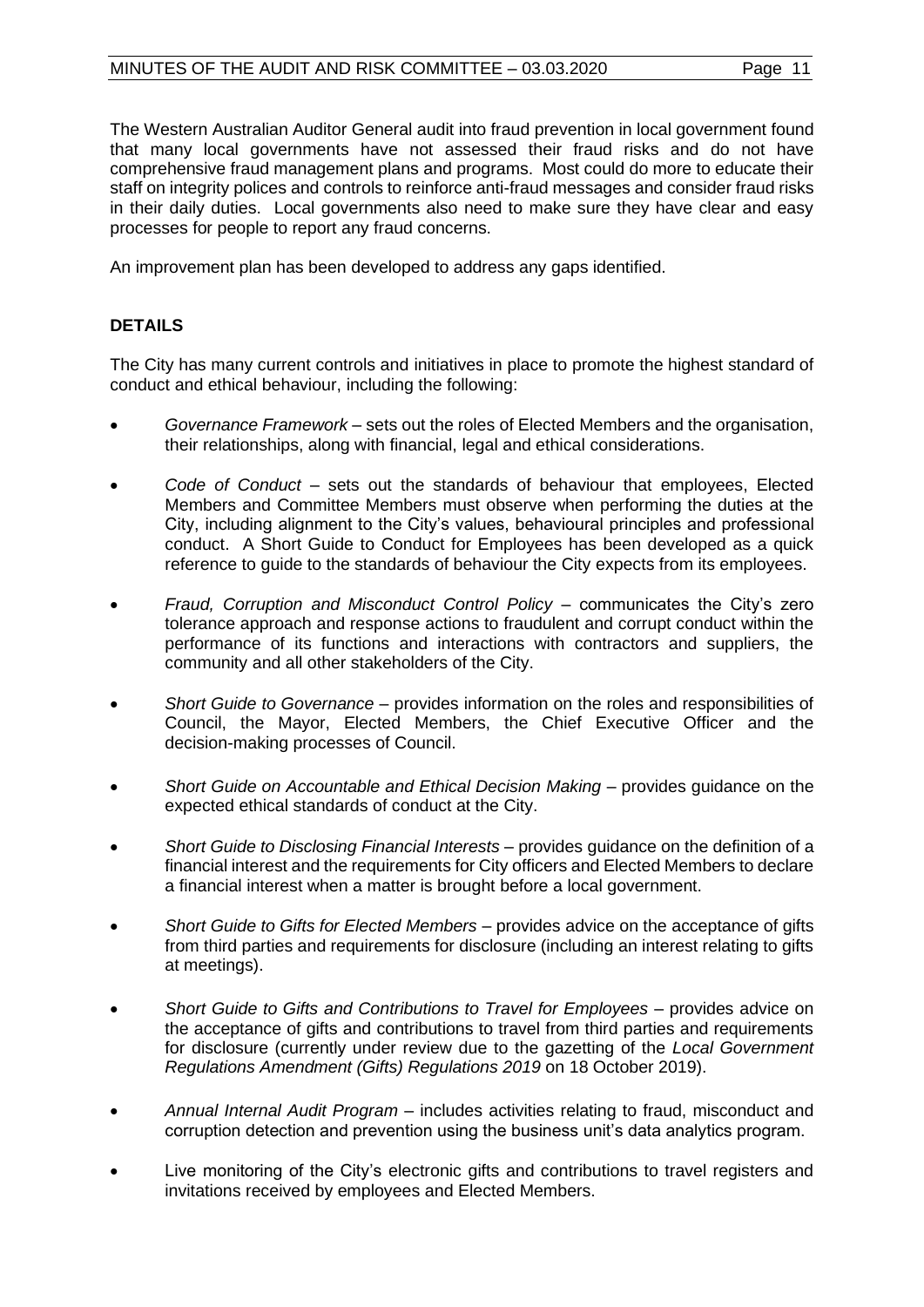The Western Australian Auditor General audit into fraud prevention in local government found that many local governments have not assessed their fraud risks and do not have comprehensive fraud management plans and programs. Most could do more to educate their staff on integrity polices and controls to reinforce anti-fraud messages and consider fraud risks in their daily duties. Local governments also need to make sure they have clear and easy processes for people to report any fraud concerns.

An improvement plan has been developed to address any gaps identified.

## DETAILS

The City has many current controls and initiatives in place to promote the highest standard of conduct and ethical behaviour, including the following:

- *Governance Framework* – sets out the roles of Elected Members and the organisation, their relationships, along with financial, legal and ethical considerations.
- *Code of Conduct* – sets out the standards of behaviour that employees, Elected Members and Committee Members must observe when performing the duties at the City, including alignment to the City's values, behavioural principles and professional conduct. A Short Guide to Conduct for Employees has been developed as a quick reference to guide to the standards of behaviour the City expects from its employees.
- *Fraud, Corruption and Misconduct Control Policy* – communicates the City's zero tolerance approach and response actions to fraudulent and corrupt conduct within the performance of its functions and interactions with contractors and suppliers, the community and all other stakeholders of the City.
- *Short Guide to Governance* – provides information on the roles and responsibilities of Council, the Mayor, Elected Members, the Chief Executive Officer and the decision-making processes of Council.
- *Short Guide on Accountable and Ethical Decision Making* – provides guidance on the expected ethical standards of conduct at the City.
- *Short Guide to Disclosing Financial Interests* – provides guidance on the definition of a financial interest and the requirements for City officers and Elected Members to declare a financial interest when a matter is brought before a local government.
- *Short Guide to Gifts for Elected Members* – provides advice on the acceptance of gifts from third parties and requirements for disclosure (including an interest relating to gifts at meetings).
- *Short Guide to Gifts and Contributions to Travel for Employees* – provides advice on the acceptance of gifts and contributions to travel from third parties and requirements for disclosure (currently under review due to the gazetting of the *Local Government Regulations Amendment (Gifts) Regulations 2019* on 18 October 2019).
- *Annual Internal Audit Program* – includes activities relating to fraud, misconduct and corruption detection and prevention using the business unit's data analytics program.
- Live monitoring of the City's electronic gifts and contributions to travel registers and invitations received by employees and Elected Members.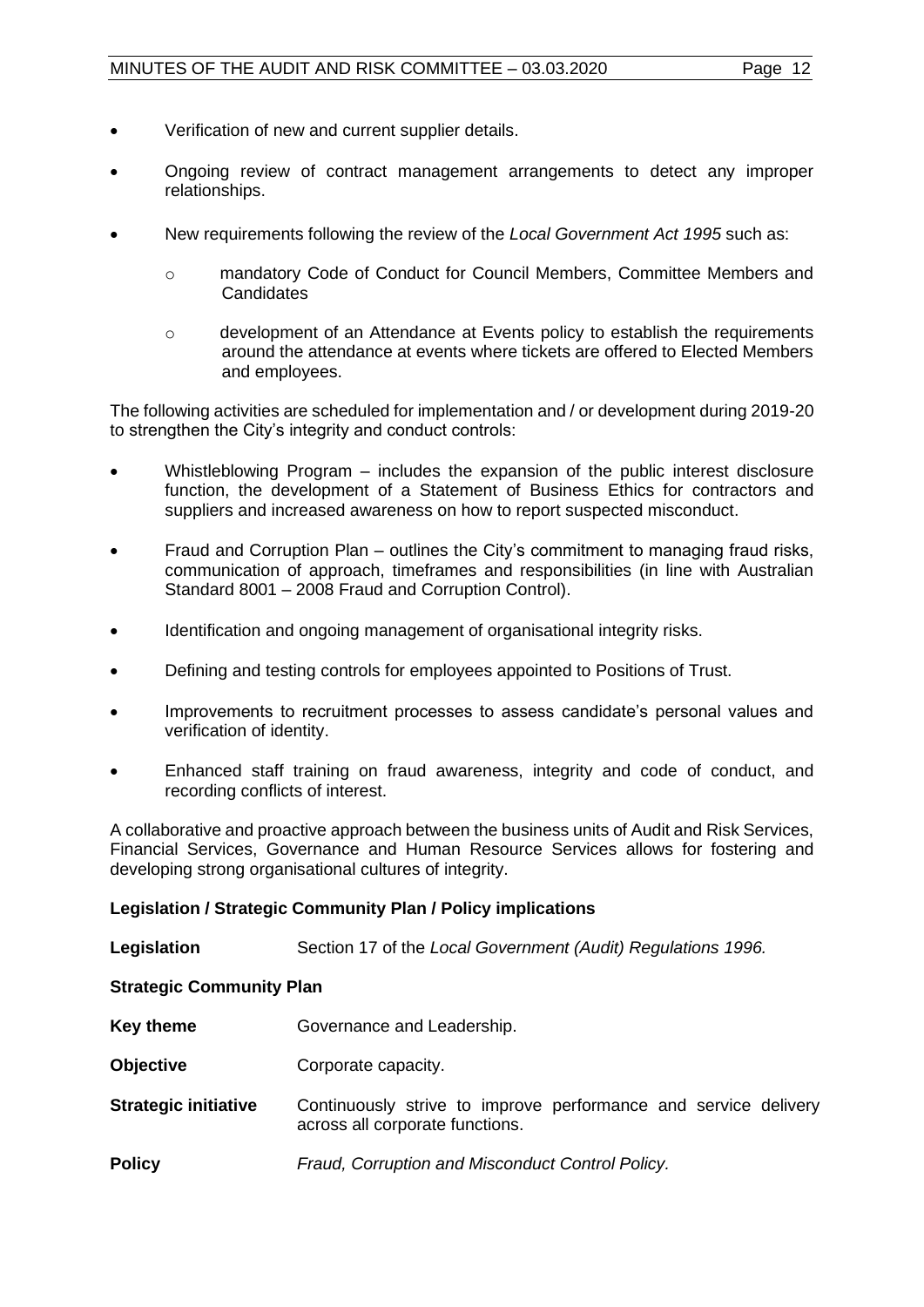- Verification of new and current supplier details.
- Ongoing review of contract management arrangements to detect any improper relationships.
- New requirements following the review of the *Local Government Act 1995* such as:
  - mandatory Code of Conduct for Council Members, Committee Members and Candidates
  - development of an Attendance at Events policy to establish the requirements around the attendance at events where tickets are offered to Elected Members and employees.

The following activities are scheduled for implementation and / or development during 2019-20 to strengthen the City's integrity and conduct controls:

- Whistleblowing Program – includes the expansion of the public interest disclosure function, the development of a Statement of Business Ethics for contractors and suppliers and increased awareness on how to report suspected misconduct.
- Fraud and Corruption Plan – outlines the City's commitment to managing fraud risks, communication of approach, timeframes and responsibilities (in line with Australian Standard 8001 – 2008 Fraud and Corruption Control).
- Identification and ongoing management of organisational integrity risks.
- Defining and testing controls for employees appointed to Positions of Trust.
- Improvements to recruitment processes to assess candidate's personal values and verification of identity.
- Enhanced staff training on fraud awareness, integrity and code of conduct, and recording conflicts of interest.

A collaborative and proactive approach between the business units of Audit and Risk Services, Financial Services, Governance and Human Resource Services allows for fostering and developing strong organisational cultures of integrity.

**Legislation / Strategic Community Plan / Policy implications**

**Legislation** Section 17 of the *Local Government (Audit) Regulations 1996.*

**Strategic Community Plan**

**Key theme** Governance and Leadership.

**Objective** Corporate capacity.

**Strategic initiative** Continuously strive to improve performance and service delivery across all corporate functions.

**Policy** *Fraud, Corruption and Misconduct Control Policy.*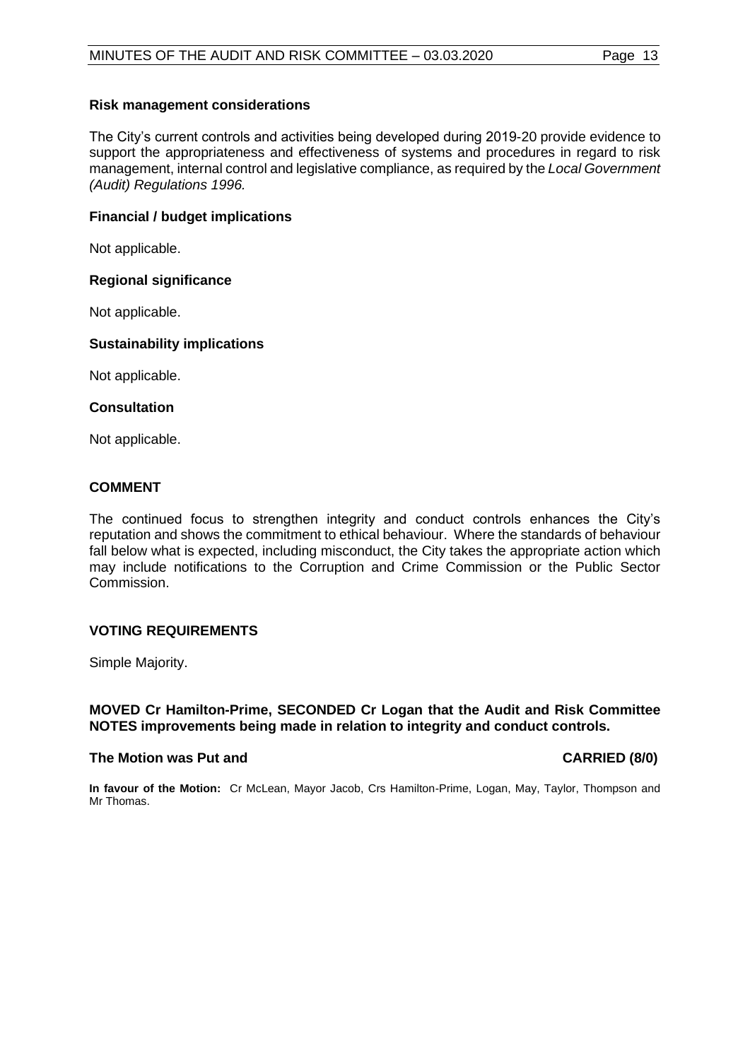### Risk management considerations

The City's current controls and activities being developed during 2019-20 provide evidence to support the appropriateness and effectiveness of systems and procedures in regard to risk management, internal control and legislative compliance, as required by the *Local Government (Audit) Regulations 1996.*

### Financial / budget implications

Not applicable.

### Regional significance

Not applicable.

### Sustainability implications

Not applicable.

### Consultation

Not applicable.

## COMMENT

The continued focus to strengthen integrity and conduct controls enhances the City's reputation and shows the commitment to ethical behaviour. Where the standards of behaviour fall below what is expected, including misconduct, the City takes the appropriate action which may include notifications to the Corruption and Crime Commission or the Public Sector Commission.

## VOTING REQUIREMENTS

Simple Majority.

**MOVED Cr Hamilton-Prime, SECONDED Cr Logan that the Audit and Risk Committee NOTES improvements being made in relation to integrity and conduct controls.**

**The Motion was Put and CARRIED (8/0)**

**In favour of the Motion:** Cr McLean, Mayor Jacob, Crs Hamilton-Prime, Logan, May, Taylor, Thompson and Mr Thomas.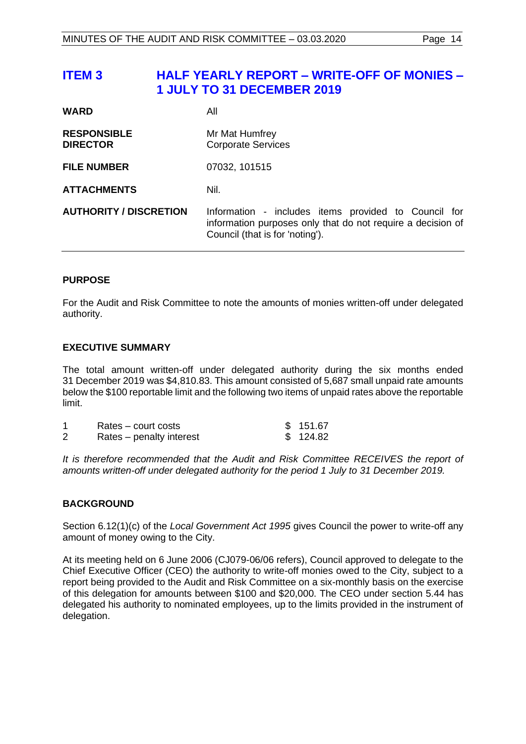# ITEM 3 HALF YEARLY REPORT – WRITE-OFF OF MONIES – 1 JULY TO 31 DECEMBER 2019

| | |
|---|---|
| **WARD** | All |
| **RESPONSIBLE DIRECTOR** | Mr Mat Humfrey<br>Corporate Services |
| **FILE NUMBER** | 07032, 101515 |
| **ATTACHMENTS** | Nil. |
| **AUTHORITY / DISCRETION** | Information - includes items provided to Council for information purposes only that do not require a decision of Council (that is for 'noting'). |

## PURPOSE

For the Audit and Risk Committee to note the amounts of monies written-off under delegated authority.

## EXECUTIVE SUMMARY

The total amount written-off under delegated authority during the six months ended 31 December 2019 was $4,810.83. This amount consisted of 5,687 small unpaid rate amounts below the $100 reportable limit and the following two items of unpaid rates above the reportable limit.

| | | |
|---|---|---|
| 1 | Rates – court costs | $ 151.67 |
| 2 | Rates – penalty interest | $ 124.82 |

*It is therefore recommended that the Audit and Risk Committee RECEIVES the report of amounts written-off under delegated authority for the period 1 July to 31 December 2019.*

## BACKGROUND

Section 6.12(1)(c) of the *Local Government Act 1995* gives Council the power to write-off any amount of money owing to the City.

At its meeting held on 6 June 2006 (CJ079-06/06 refers), Council approved to delegate to the Chief Executive Officer (CEO) the authority to write-off monies owed to the City, subject to a report being provided to the Audit and Risk Committee on a six-monthly basis on the exercise of this delegation for amounts between $100 and $20,000. The CEO under section 5.44 has delegated his authority to nominated employees, up to the limits provided in the instrument of delegation.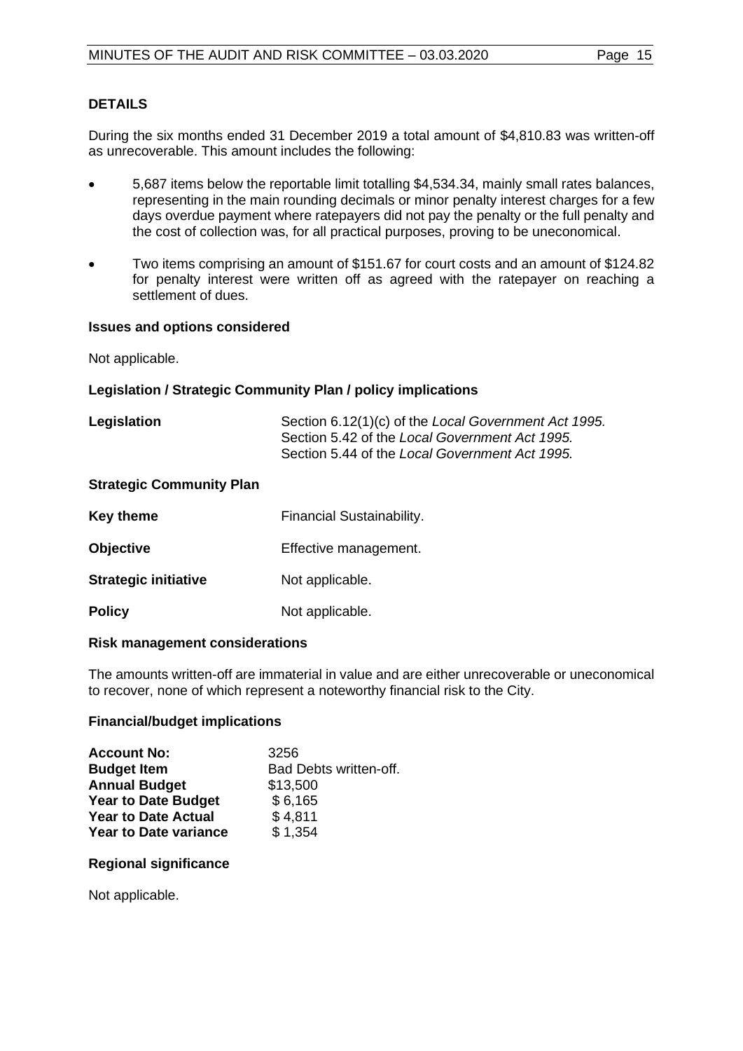## DETAILS

During the six months ended 31 December 2019 a total amount of $4,810.83 was written-off as unrecoverable. This amount includes the following:

- 5,687 items below the reportable limit totalling $4,534.34, mainly small rates balances, representing in the main rounding decimals or minor penalty interest charges for a few days overdue payment where ratepayers did not pay the penalty or the full penalty and the cost of collection was, for all practical purposes, proving to be uneconomical.
- Two items comprising an amount of $151.67 for court costs and an amount of $124.82 for penalty interest were written off as agreed with the ratepayer on reaching a settlement of dues.

### Issues and options considered

Not applicable.

### Legislation / Strategic Community Plan / policy implications

| | |
|---|---|
| **Legislation** | Section 6.12(1)(c) of the *Local Government Act 1995.*<br>Section 5.42 of the *Local Government Act 1995.*<br>Section 5.44 of the *Local Government Act 1995.* |

**Strategic Community Plan**

| | |
|---|---|
| **Key theme** | Financial Sustainability. |
| **Objective** | Effective management. |
| **Strategic initiative** | Not applicable. |
| **Policy** | Not applicable. |

### Risk management considerations

The amounts written-off are immaterial in value and are either unrecoverable or uneconomical to recover, none of which represent a noteworthy financial risk to the City.

### Financial/budget implications

| | |
|---|---|
| **Account No:** | 3256 |
| **Budget Item** | Bad Debts written-off. |
| **Annual Budget** | $13,500 |
| **Year to Date Budget** | $ 6,165 |
| **Year to Date Actual** | $ 4,811 |
| **Year to Date variance** | $ 1,354 |

### Regional significance

Not applicable.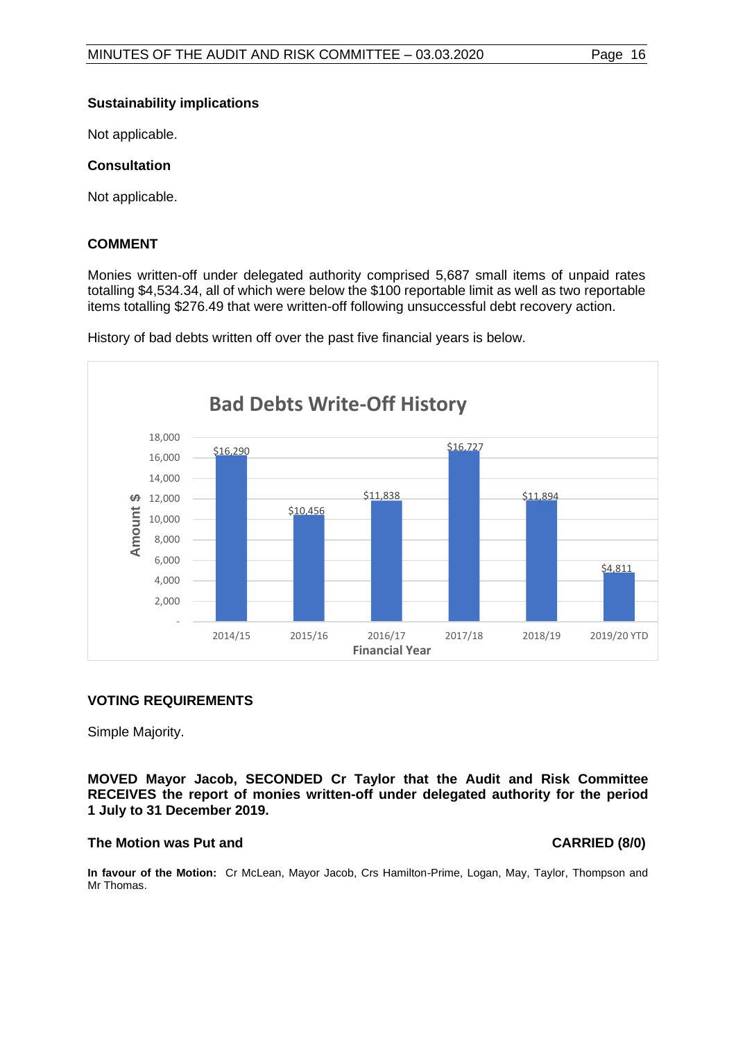### Sustainability implications

Not applicable.

### Consultation

Not applicable.

## COMMENT

Monies written-off under delegated authority comprised 5,687 small items of unpaid rates totalling $4,534.34, all of which were below the $100 reportable limit as well as two reportable items totalling $276.49 that were written-off following unsuccessful debt recovery action.

History of bad debts written off over the past five financial years is below.

**Bad Debts Write-Off History**

| Financial Year | Amount $ |
|---|---|
| 2014/15 | $16,290 |
| 2015/16 | $10,456 |
| 2016/17 | $11,838 |
| 2017/18 | $16,727 |
| 2018/19 | $11,894 |
| 2019/20 YTD | $4,811 |

## VOTING REQUIREMENTS

Simple Majority.

**MOVED Mayor Jacob, SECONDED Cr Taylor that the Audit and Risk Committee RECEIVES the report of monies written-off under delegated authority for the period 1 July to 31 December 2019.**

**The Motion was Put and CARRIED (8/0)**

**In favour of the Motion:** Cr McLean, Mayor Jacob, Crs Hamilton-Prime, Logan, May, Taylor, Thompson and Mr Thomas.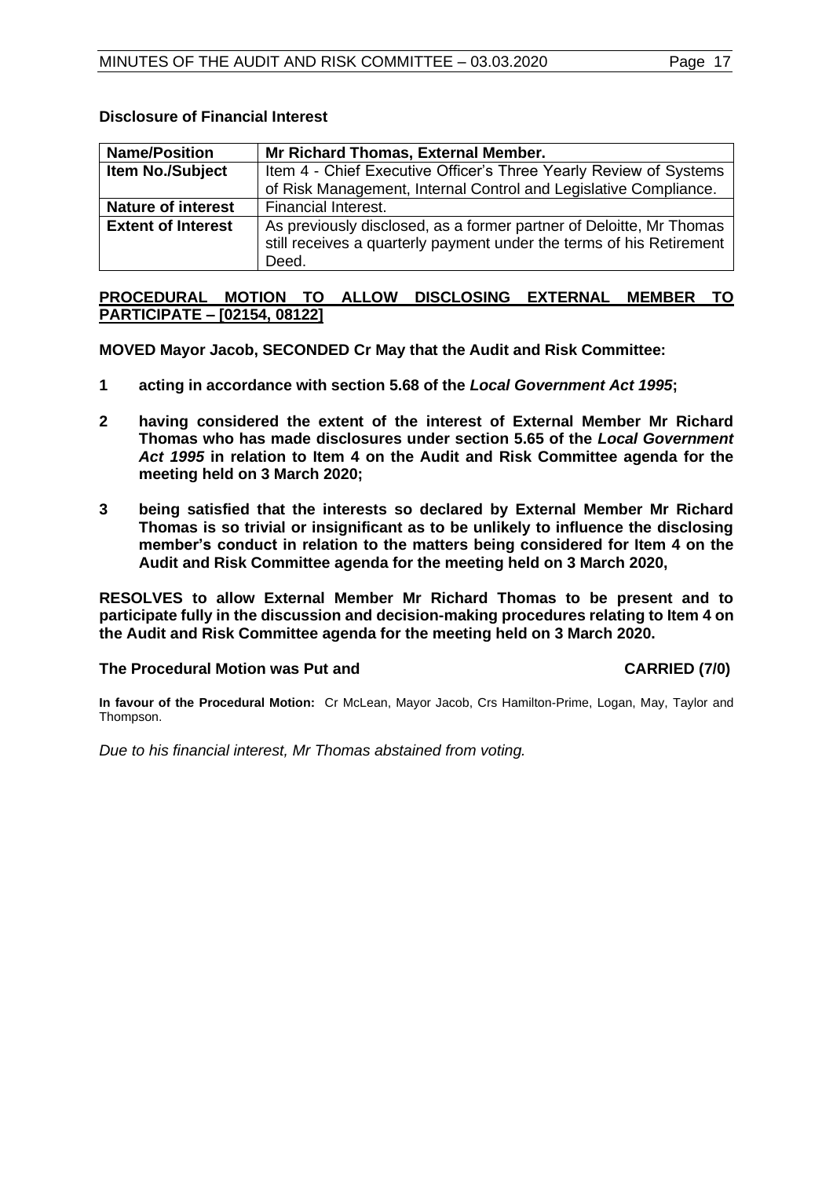**Disclosure of Financial Interest**

| **Name/Position** | **Mr Richard Thomas, External Member.** |
|---|---|
| **Item No./Subject** | Item 4 - Chief Executive Officer's Three Yearly Review of Systems of Risk Management, Internal Control and Legislative Compliance. |
| **Nature of interest** | Financial Interest. |
| **Extent of Interest** | As previously disclosed, as a former partner of Deloitte, Mr Thomas still receives a quarterly payment under the terms of his Retirement Deed. |

**PROCEDURAL MOTION TO ALLOW DISCLOSING EXTERNAL MEMBER TO PARTICIPATE – [02154, 08122]**

**MOVED Mayor Jacob, SECONDED Cr May that the Audit and Risk Committee:**

**1 acting in accordance with section 5.68 of the *Local Government Act 1995*;**

**2 having considered the extent of the interest of External Member Mr Richard Thomas who has made disclosures under section 5.65 of the *Local Government Act 1995* in relation to Item 4 on the Audit and Risk Committee agenda for the meeting held on 3 March 2020;**

**3 being satisfied that the interests so declared by External Member Mr Richard Thomas is so trivial or insignificant as to be unlikely to influence the disclosing member's conduct in relation to the matters being considered for Item 4 on the Audit and Risk Committee agenda for the meeting held on 3 March 2020,**

**RESOLVES to allow External Member Mr Richard Thomas to be present and to participate fully in the discussion and decision-making procedures relating to Item 4 on the Audit and Risk Committee agenda for the meeting held on 3 March 2020.**

**The Procedural Motion was Put and CARRIED (7/0)**

**In favour of the Procedural Motion:** Cr McLean, Mayor Jacob, Crs Hamilton-Prime, Logan, May, Taylor and Thompson.

*Due to his financial interest, Mr Thomas abstained from voting.*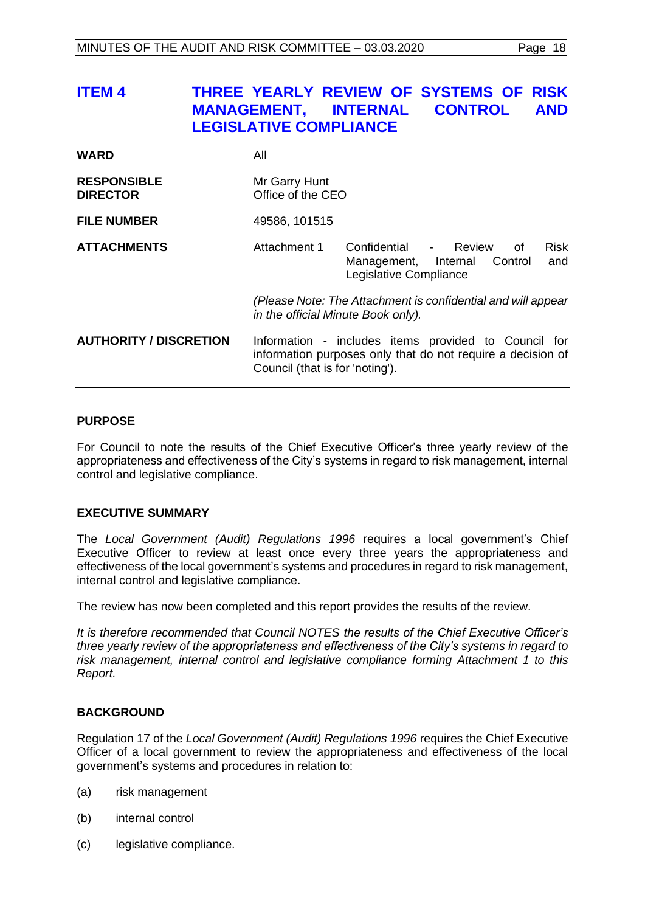## ITEM 4 THREE YEARLY REVIEW OF SYSTEMS OF RISK MANAGEMENT, INTERNAL CONTROL AND LEGISLATIVE COMPLIANCE

| | |
|---|---|
| **WARD** | All |
| **RESPONSIBLE DIRECTOR** | Mr Garry Hunt<br>Office of the CEO |
| **FILE NUMBER** | 49586, 101515 |
| **ATTACHMENTS** | Attachment 1 Confidential - Review of Risk Management, Internal Control and Legislative Compliance<br><br>*(Please Note: The Attachment is confidential and will appear in the official Minute Book only).* |
| **AUTHORITY / DISCRETION** | Information - includes items provided to Council for information purposes only that do not require a decision of Council (that is for 'noting'). |

### PURPOSE

For Council to note the results of the Chief Executive Officer's three yearly review of the appropriateness and effectiveness of the City's systems in regard to risk management, internal control and legislative compliance.

### EXECUTIVE SUMMARY

The *Local Government (Audit) Regulations 1996* requires a local government's Chief Executive Officer to review at least once every three years the appropriateness and effectiveness of the local government's systems and procedures in regard to risk management, internal control and legislative compliance.

The review has now been completed and this report provides the results of the review.

*It is therefore recommended that Council NOTES the results of the Chief Executive Officer's three yearly review of the appropriateness and effectiveness of the City's systems in regard to risk management, internal control and legislative compliance forming Attachment 1 to this Report.*

### BACKGROUND

Regulation 17 of the *Local Government (Audit) Regulations 1996* requires the Chief Executive Officer of a local government to review the appropriateness and effectiveness of the local government's systems and procedures in relation to:

(a) risk management

(b) internal control

(c) legislative compliance.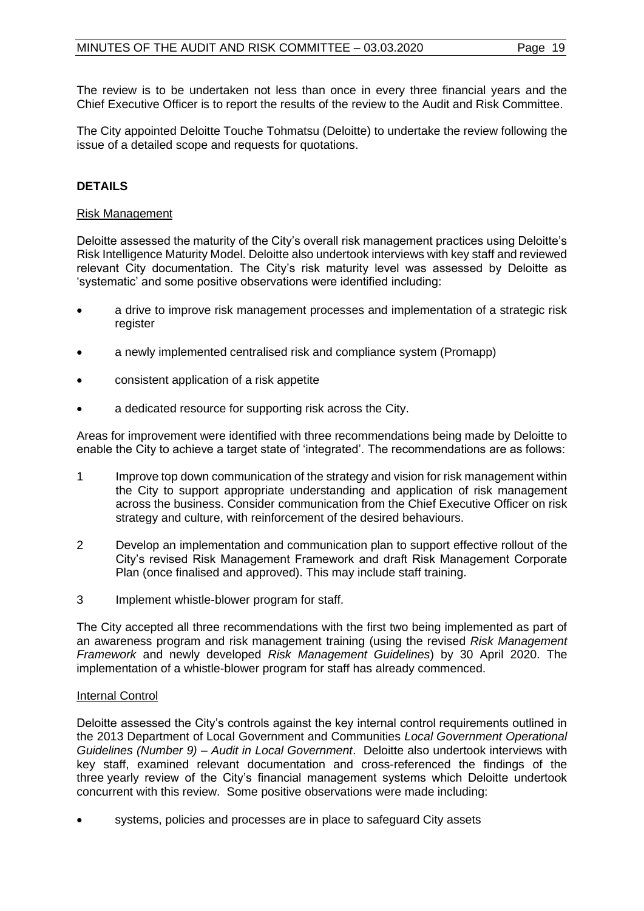The review is to be undertaken not less than once in every three financial years and the Chief Executive Officer is to report the results of the review to the Audit and Risk Committee.

The City appointed Deloitte Touche Tohmatsu (Deloitte) to undertake the review following the issue of a detailed scope and requests for quotations.

## DETAILS

Risk Management

Deloitte assessed the maturity of the City's overall risk management practices using Deloitte's Risk Intelligence Maturity Model. Deloitte also undertook interviews with key staff and reviewed relevant City documentation. The City's risk maturity level was assessed by Deloitte as 'systematic' and some positive observations were identified including:

- a drive to improve risk management processes and implementation of a strategic risk register
- a newly implemented centralised risk and compliance system (Promapp)
- consistent application of a risk appetite
- a dedicated resource for supporting risk across the City.

Areas for improvement were identified with three recommendations being made by Deloitte to enable the City to achieve a target state of 'integrated'. The recommendations are as follows:

1. Improve top down communication of the strategy and vision for risk management within the City to support appropriate understanding and application of risk management across the business. Consider communication from the Chief Executive Officer on risk strategy and culture, with reinforcement of the desired behaviours.
2. Develop an implementation and communication plan to support effective rollout of the City's revised Risk Management Framework and draft Risk Management Corporate Plan (once finalised and approved). This may include staff training.
3. Implement whistle-blower program for staff.

The City accepted all three recommendations with the first two being implemented as part of an awareness program and risk management training (using the revised *Risk Management Framework* and newly developed *Risk Management Guidelines*) by 30 April 2020. The implementation of a whistle-blower program for staff has already commenced.

Internal Control

Deloitte assessed the City's controls against the key internal control requirements outlined in the 2013 Department of Local Government and Communities *Local Government Operational Guidelines (Number 9) – Audit in Local Government*. Deloitte also undertook interviews with key staff, examined relevant documentation and cross-referenced the findings of the three yearly review of the City's financial management systems which Deloitte undertook concurrent with this review. Some positive observations were made including:

- systems, policies and processes are in place to safeguard City assets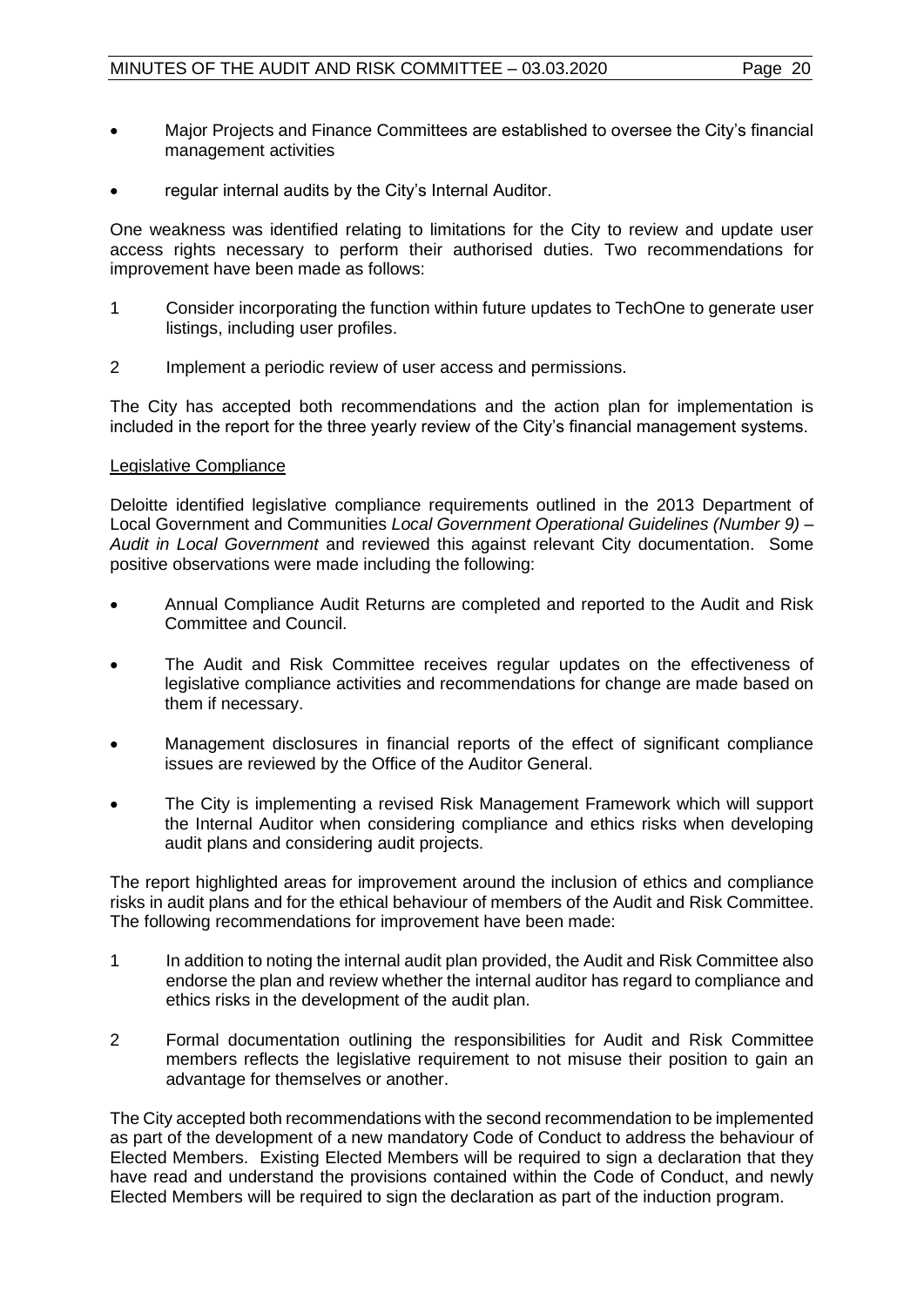- Major Projects and Finance Committees are established to oversee the City's financial management activities
- regular internal audits by the City's Internal Auditor.

One weakness was identified relating to limitations for the City to review and update user access rights necessary to perform their authorised duties. Two recommendations for improvement have been made as follows:

1. Consider incorporating the function within future updates to TechOne to generate user listings, including user profiles.
2. Implement a periodic review of user access and permissions.

The City has accepted both recommendations and the action plan for implementation is included in the report for the three yearly review of the City's financial management systems.

Legislative Compliance

Deloitte identified legislative compliance requirements outlined in the 2013 Department of Local Government and Communities *Local Government Operational Guidelines (Number 9) – Audit in Local Government* and reviewed this against relevant City documentation. Some positive observations were made including the following:

- Annual Compliance Audit Returns are completed and reported to the Audit and Risk Committee and Council.
- The Audit and Risk Committee receives regular updates on the effectiveness of legislative compliance activities and recommendations for change are made based on them if necessary.
- Management disclosures in financial reports of the effect of significant compliance issues are reviewed by the Office of the Auditor General.
- The City is implementing a revised Risk Management Framework which will support the Internal Auditor when considering compliance and ethics risks when developing audit plans and considering audit projects.

The report highlighted areas for improvement around the inclusion of ethics and compliance risks in audit plans and for the ethical behaviour of members of the Audit and Risk Committee. The following recommendations for improvement have been made:

1. In addition to noting the internal audit plan provided, the Audit and Risk Committee also endorse the plan and review whether the internal auditor has regard to compliance and ethics risks in the development of the audit plan.
2. Formal documentation outlining the responsibilities for Audit and Risk Committee members reflects the legislative requirement to not misuse their position to gain an advantage for themselves or another.

The City accepted both recommendations with the second recommendation to be implemented as part of the development of a new mandatory Code of Conduct to address the behaviour of Elected Members. Existing Elected Members will be required to sign a declaration that they have read and understand the provisions contained within the Code of Conduct, and newly Elected Members will be required to sign the declaration as part of the induction program.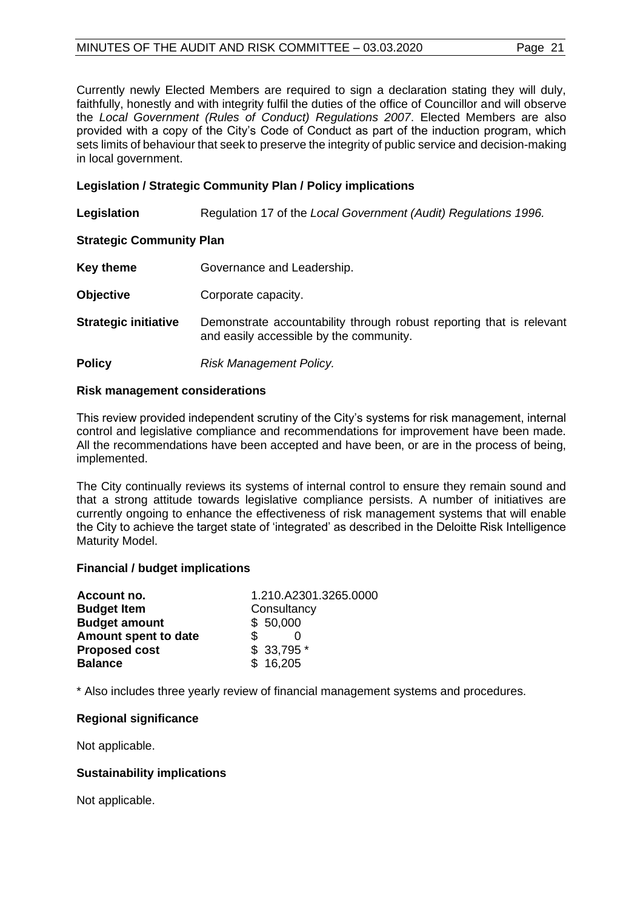Currently newly Elected Members are required to sign a declaration stating they will duly, faithfully, honestly and with integrity fulfil the duties of the office of Councillor and will observe the *Local Government (Rules of Conduct) Regulations 2007*. Elected Members are also provided with a copy of the City's Code of Conduct as part of the induction program, which sets limits of behaviour that seek to preserve the integrity of public service and decision-making in local government.

**Legislation / Strategic Community Plan / Policy implications**

| | |
|---|---|
| **Legislation** | Regulation 17 of the *Local Government (Audit) Regulations 1996.* |

**Strategic Community Plan**

| | |
|---|---|
| **Key theme** | Governance and Leadership. |
| **Objective** | Corporate capacity. |
| **Strategic initiative** | Demonstrate accountability through robust reporting that is relevant and easily accessible by the community. |
| **Policy** | *Risk Management Policy.* |

**Risk management considerations**

This review provided independent scrutiny of the City's systems for risk management, internal control and legislative compliance and recommendations for improvement have been made. All the recommendations have been accepted and have been, or are in the process of being, implemented.

The City continually reviews its systems of internal control to ensure they remain sound and that a strong attitude towards legislative compliance persists. A number of initiatives are currently ongoing to enhance the effectiveness of risk management systems that will enable the City to achieve the target state of 'integrated' as described in the Deloitte Risk Intelligence Maturity Model.

**Financial / budget implications**

| | |
|---|---|
| **Account no.** | 1.210.A2301.3265.0000 |
| **Budget Item** | Consultancy |
| **Budget amount** | $ 50,000 |
| **Amount spent to date** | $ 0 |
| **Proposed cost** | $ 33,795 * |
| **Balance** | $ 16,205 |

\* Also includes three yearly review of financial management systems and procedures.

**Regional significance**

Not applicable.

**Sustainability implications**

Not applicable.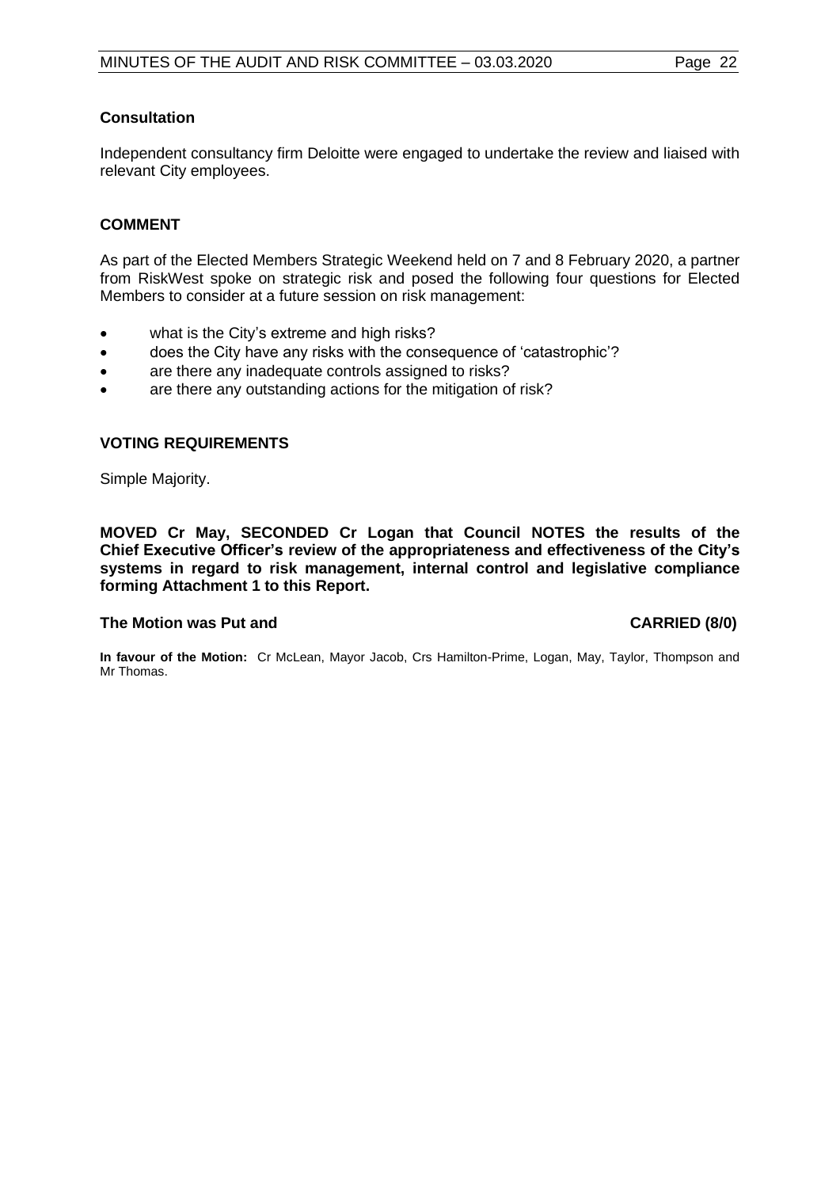**Consultation**

Independent consultancy firm Deloitte were engaged to undertake the review and liaised with relevant City employees.

**COMMENT**

As part of the Elected Members Strategic Weekend held on 7 and 8 February 2020, a partner from RiskWest spoke on strategic risk and posed the following four questions for Elected Members to consider at a future session on risk management:

- what is the City's extreme and high risks?
- does the City have any risks with the consequence of 'catastrophic'?
- are there any inadequate controls assigned to risks?
- are there any outstanding actions for the mitigation of risk?

**VOTING REQUIREMENTS**

Simple Majority.

**MOVED Cr May, SECONDED Cr Logan that Council NOTES the results of the Chief Executive Officer's review of the appropriateness and effectiveness of the City's systems in regard to risk management, internal control and legislative compliance forming Attachment 1 to this Report.**

**The Motion was Put and CARRIED (8/0)**

**In favour of the Motion:** Cr McLean, Mayor Jacob, Crs Hamilton-Prime, Logan, May, Taylor, Thompson and Mr Thomas.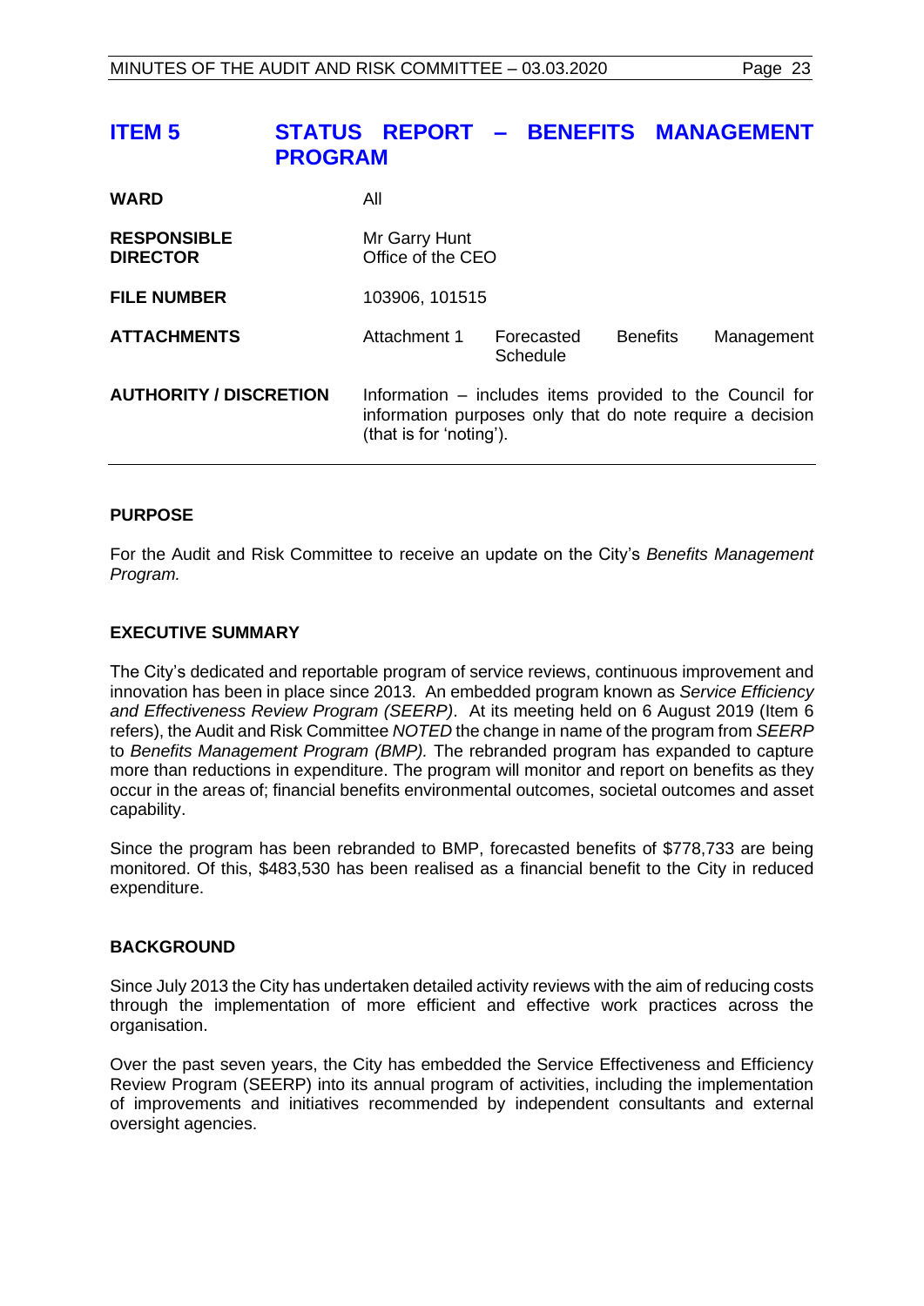# ITEM 5 STATUS REPORT – BENEFITS MANAGEMENT PROGRAM

| | |
|---|---|
| **WARD** | All |
| **RESPONSIBLE DIRECTOR** | Mr Garry Hunt<br>Office of the CEO |
| **FILE NUMBER** | 103906, 101515 |
| **ATTACHMENTS** | Attachment 1 Forecasted Benefits Management Schedule |
| **AUTHORITY / DISCRETION** | Information – includes items provided to the Council for information purposes only that do note require a decision (that is for 'noting'). |

## PURPOSE

For the Audit and Risk Committee to receive an update on the City's *Benefits Management Program.*

## EXECUTIVE SUMMARY

The City's dedicated and reportable program of service reviews, continuous improvement and innovation has been in place since 2013. An embedded program known as *Service Efficiency and Effectiveness Review Program (SEERP)*. At its meeting held on 6 August 2019 (Item 6 refers), the Audit and Risk Committee *NOTED* the change in name of the program from *SEERP* to *Benefits Management Program (BMP).* The rebranded program has expanded to capture more than reductions in expenditure. The program will monitor and report on benefits as they occur in the areas of; financial benefits environmental outcomes, societal outcomes and asset capability.

Since the program has been rebranded to BMP, forecasted benefits of $778,733 are being monitored. Of this, $483,530 has been realised as a financial benefit to the City in reduced expenditure.

## BACKGROUND

Since July 2013 the City has undertaken detailed activity reviews with the aim of reducing costs through the implementation of more efficient and effective work practices across the organisation.

Over the past seven years, the City has embedded the Service Effectiveness and Efficiency Review Program (SEERP) into its annual program of activities, including the implementation of improvements and initiatives recommended by independent consultants and external oversight agencies.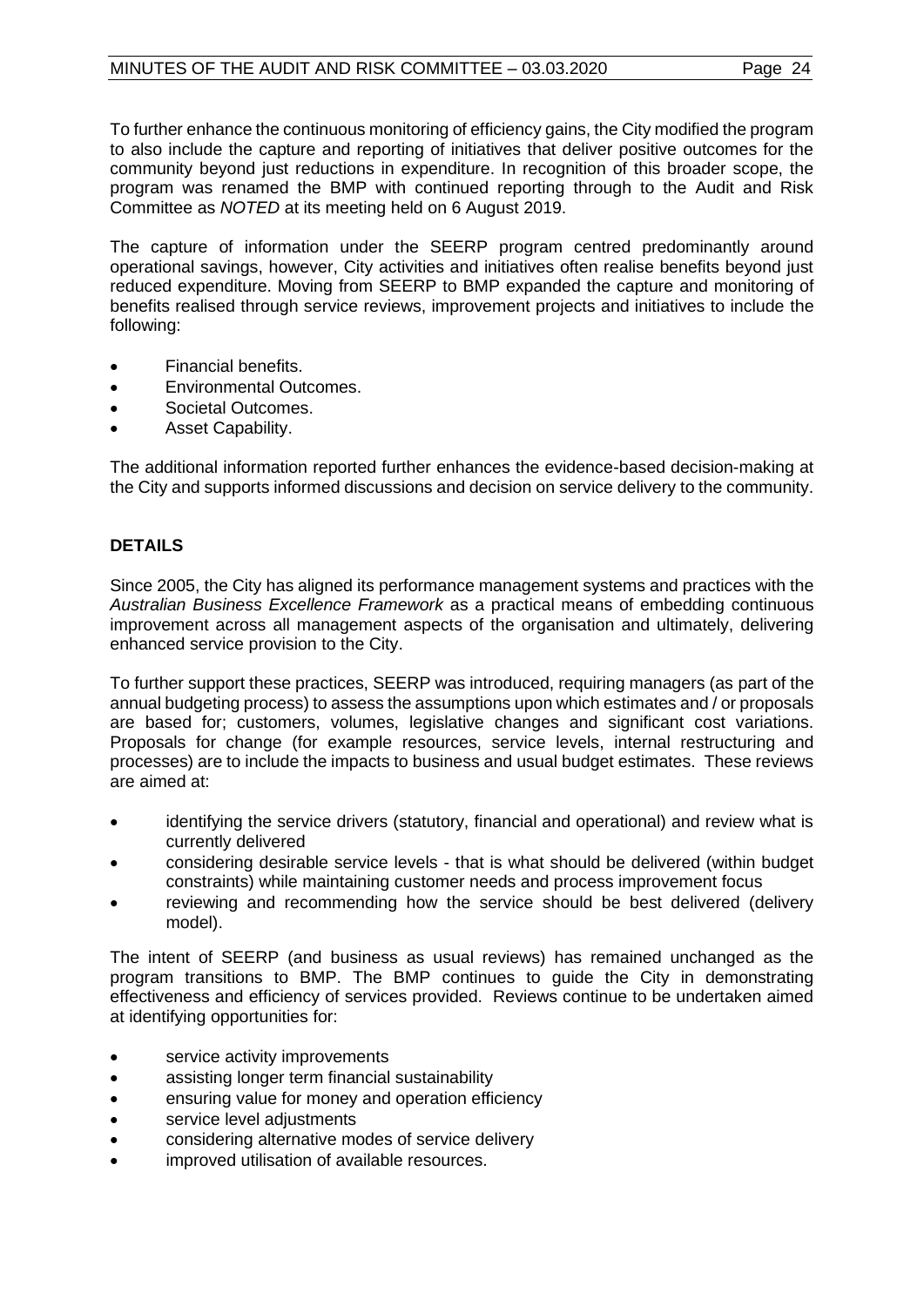To further enhance the continuous monitoring of efficiency gains, the City modified the program to also include the capture and reporting of initiatives that deliver positive outcomes for the community beyond just reductions in expenditure. In recognition of this broader scope, the program was renamed the BMP with continued reporting through to the Audit and Risk Committee as *NOTED* at its meeting held on 6 August 2019.

The capture of information under the SEERP program centred predominantly around operational savings, however, City activities and initiatives often realise benefits beyond just reduced expenditure. Moving from SEERP to BMP expanded the capture and monitoring of benefits realised through service reviews, improvement projects and initiatives to include the following:

- Financial benefits.
- Environmental Outcomes.
- Societal Outcomes.
- Asset Capability.

The additional information reported further enhances the evidence-based decision-making at the City and supports informed discussions and decision on service delivery to the community.

**DETAILS**

Since 2005, the City has aligned its performance management systems and practices with the *Australian Business Excellence Framework* as a practical means of embedding continuous improvement across all management aspects of the organisation and ultimately, delivering enhanced service provision to the City.

To further support these practices, SEERP was introduced, requiring managers (as part of the annual budgeting process) to assess the assumptions upon which estimates and / or proposals are based for; customers, volumes, legislative changes and significant cost variations. Proposals for change (for example resources, service levels, internal restructuring and processes) are to include the impacts to business and usual budget estimates. These reviews are aimed at:

- identifying the service drivers (statutory, financial and operational) and review what is currently delivered
- considering desirable service levels - that is what should be delivered (within budget constraints) while maintaining customer needs and process improvement focus
- reviewing and recommending how the service should be best delivered (delivery model).

The intent of SEERP (and business as usual reviews) has remained unchanged as the program transitions to BMP. The BMP continues to guide the City in demonstrating effectiveness and efficiency of services provided. Reviews continue to be undertaken aimed at identifying opportunities for:

- service activity improvements
- assisting longer term financial sustainability
- ensuring value for money and operation efficiency
- service level adjustments
- considering alternative modes of service delivery
- improved utilisation of available resources.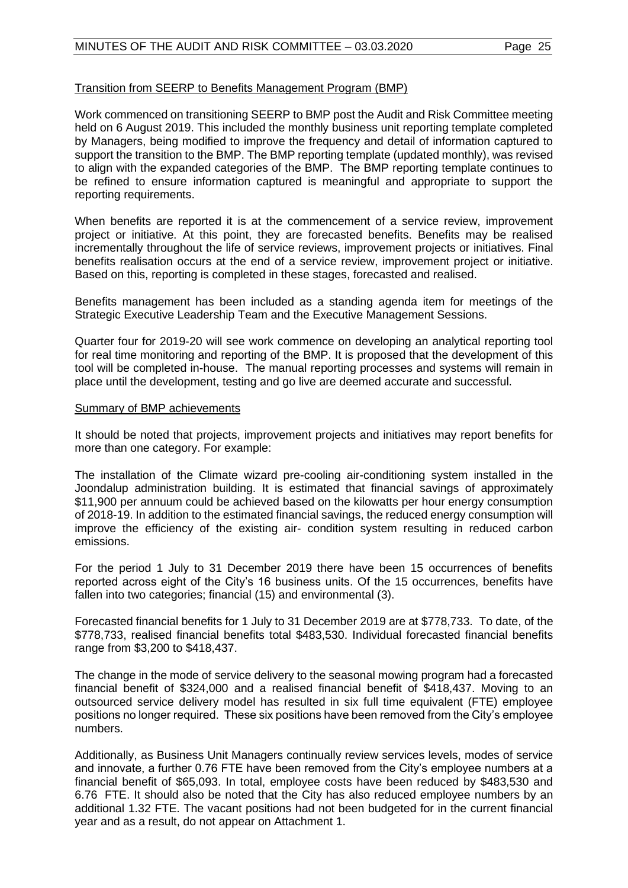<u>Transition from SEERP to Benefits Management Program (BMP)</u>

Work commenced on transitioning SEERP to BMP post the Audit and Risk Committee meeting held on 6 August 2019. This included the monthly business unit reporting template completed by Managers, being modified to improve the frequency and detail of information captured to support the transition to the BMP. The BMP reporting template (updated monthly), was revised to align with the expanded categories of the BMP. The BMP reporting template continues to be refined to ensure information captured is meaningful and appropriate to support the reporting requirements.

When benefits are reported it is at the commencement of a service review, improvement project or initiative. At this point, they are forecasted benefits. Benefits may be realised incrementally throughout the life of service reviews, improvement projects or initiatives. Final benefits realisation occurs at the end of a service review, improvement project or initiative. Based on this, reporting is completed in these stages, forecasted and realised.

Benefits management has been included as a standing agenda item for meetings of the Strategic Executive Leadership Team and the Executive Management Sessions.

Quarter four for 2019-20 will see work commence on developing an analytical reporting tool for real time monitoring and reporting of the BMP. It is proposed that the development of this tool will be completed in-house. The manual reporting processes and systems will remain in place until the development, testing and go live are deemed accurate and successful.

<u>Summary of BMP achievements</u>

It should be noted that projects, improvement projects and initiatives may report benefits for more than one category. For example:

The installation of the Climate wizard pre-cooling air-conditioning system installed in the Joondalup administration building. It is estimated that financial savings of approximately $11,900 per annuum could be achieved based on the kilowatts per hour energy consumption of 2018-19. In addition to the estimated financial savings, the reduced energy consumption will improve the efficiency of the existing air- condition system resulting in reduced carbon emissions.

For the period 1 July to 31 December 2019 there have been 15 occurrences of benefits reported across eight of the City's 16 business units. Of the 15 occurrences, benefits have fallen into two categories; financial (15) and environmental (3).

Forecasted financial benefits for 1 July to 31 December 2019 are at $778,733. To date, of the $778,733, realised financial benefits total $483,530. Individual forecasted financial benefits range from $3,200 to $418,437.

The change in the mode of service delivery to the seasonal mowing program had a forecasted financial benefit of $324,000 and a realised financial benefit of $418,437. Moving to an outsourced service delivery model has resulted in six full time equivalent (FTE) employee positions no longer required. These six positions have been removed from the City's employee numbers.

Additionally, as Business Unit Managers continually review services levels, modes of service and innovate, a further 0.76 FTE have been removed from the City's employee numbers at a financial benefit of $65,093. In total, employee costs have been reduced by $483,530 and 6.76 FTE. It should also be noted that the City has also reduced employee numbers by an additional 1.32 FTE. The vacant positions had not been budgeted for in the current financial year and as a result, do not appear on Attachment 1.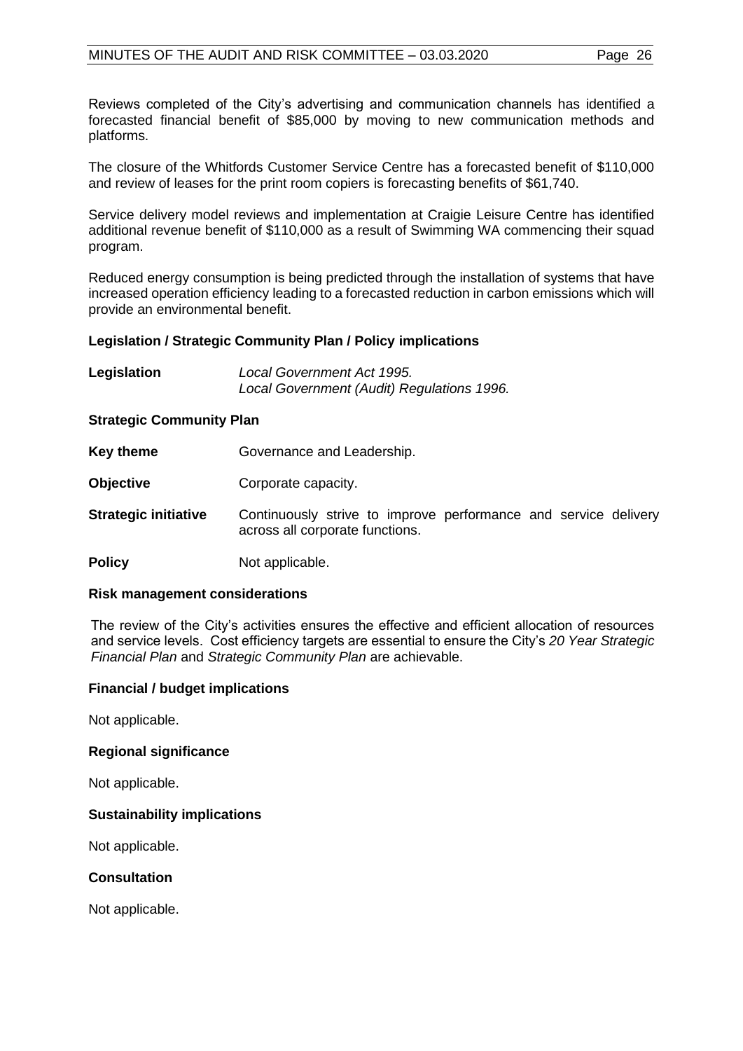Reviews completed of the City's advertising and communication channels has identified a forecasted financial benefit of $85,000 by moving to new communication methods and platforms.

The closure of the Whitfords Customer Service Centre has a forecasted benefit of $110,000 and review of leases for the print room copiers is forecasting benefits of $61,740.

Service delivery model reviews and implementation at Craigie Leisure Centre has identified additional revenue benefit of $110,000 as a result of Swimming WA commencing their squad program.

Reduced energy consumption is being predicted through the installation of systems that have increased operation efficiency leading to a forecasted reduction in carbon emissions which will provide an environmental benefit.

**Legislation / Strategic Community Plan / Policy implications**

| | |
|---|---|
| **Legislation** | *Local Government Act 1995.*<br>*Local Government (Audit) Regulations 1996.* |

**Strategic Community Plan**

| | |
|---|---|
| **Key theme** | Governance and Leadership. |
| **Objective** | Corporate capacity. |
| **Strategic initiative** | Continuously strive to improve performance and service delivery across all corporate functions. |
| **Policy** | Not applicable. |

**Risk management considerations**

The review of the City's activities ensures the effective and efficient allocation of resources and service levels. Cost efficiency targets are essential to ensure the City's *20 Year Strategic Financial Plan* and *Strategic Community Plan* are achievable.

**Financial / budget implications**

Not applicable.

**Regional significance**

Not applicable.

**Sustainability implications**

Not applicable.

**Consultation**

Not applicable.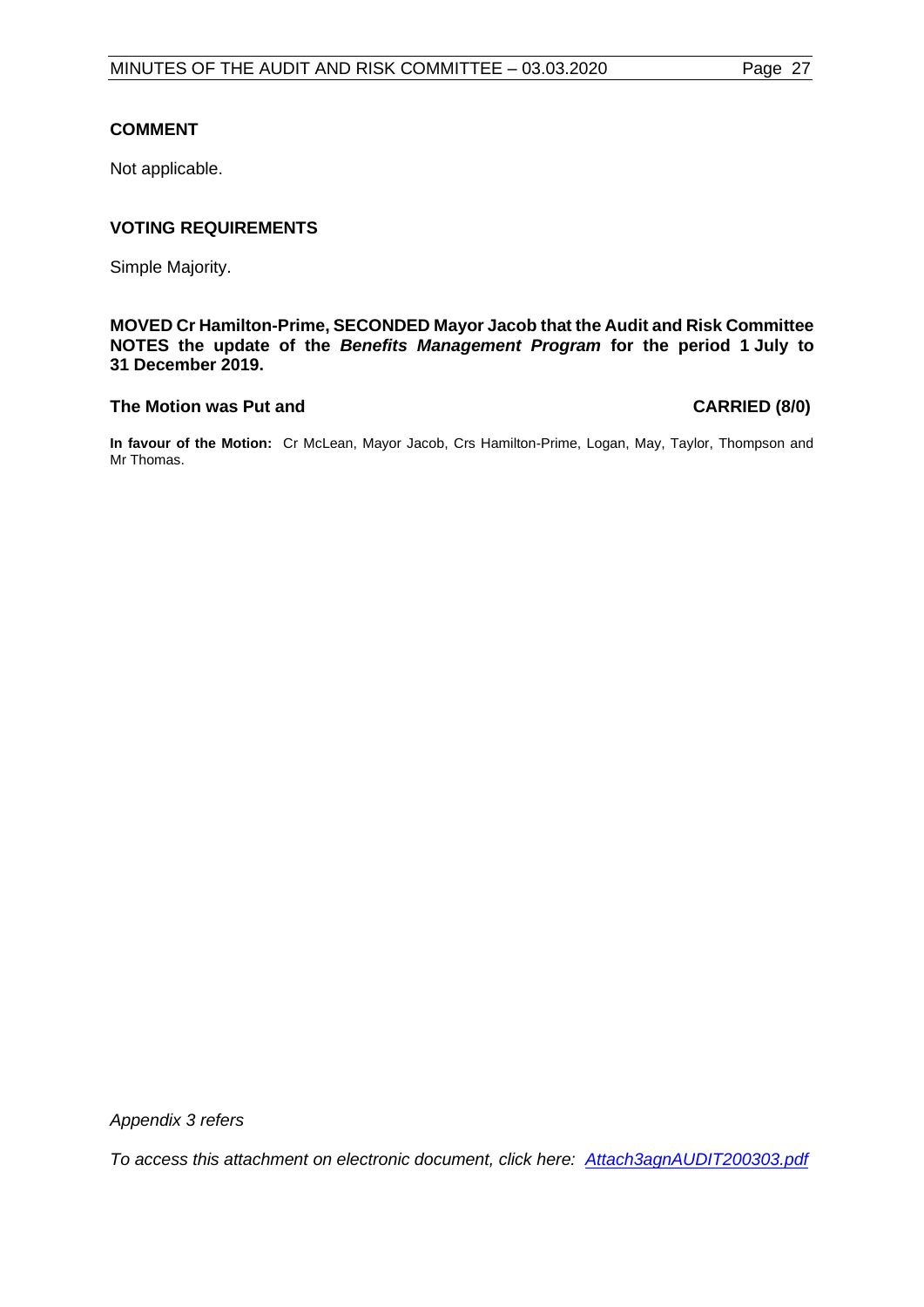### COMMENT

Not applicable.

### VOTING REQUIREMENTS

Simple Majority.

**MOVED Cr Hamilton-Prime, SECONDED Mayor Jacob that the Audit and Risk Committee NOTES the update of the *Benefits Management Program* for the period 1 July to 31 December 2019.**

**The Motion was Put and CARRIED (8/0)**

**In favour of the Motion:** Cr McLean, Mayor Jacob, Crs Hamilton-Prime, Logan, May, Taylor, Thompson and Mr Thomas.

*Appendix 3 refers*

*To access this attachment on electronic document, click here: [Attach3agnAUDIT200303.pdf](Attach3agnAUDIT200303.pdf)*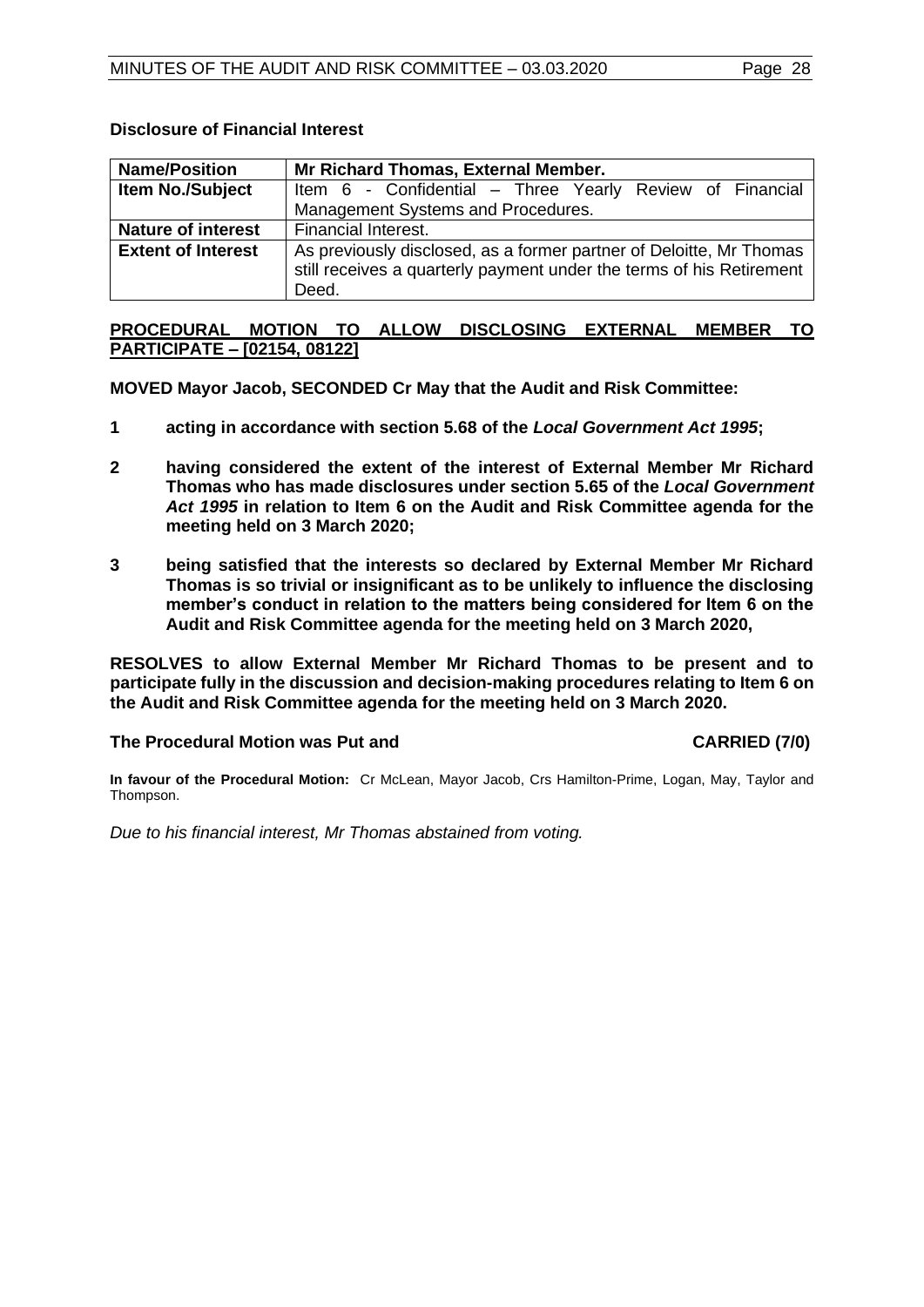**Disclosure of Financial Interest**

| **Name/Position** | **Mr Richard Thomas, External Member.** |
|---|---|
| **Item No./Subject** | Item 6 - Confidential – Three Yearly Review of Financial Management Systems and Procedures. |
| **Nature of interest** | Financial Interest. |
| **Extent of Interest** | As previously disclosed, as a former partner of Deloitte, Mr Thomas still receives a quarterly payment under the terms of his Retirement Deed. |

**PROCEDURAL MOTION TO ALLOW DISCLOSING EXTERNAL MEMBER TO PARTICIPATE – [02154, 08122]**

**MOVED Mayor Jacob, SECONDED Cr May that the Audit and Risk Committee:**

**1 acting in accordance with section 5.68 of the *Local Government Act 1995*;**

**2 having considered the extent of the interest of External Member Mr Richard Thomas who has made disclosures under section 5.65 of the *Local Government Act 1995* in relation to Item 6 on the Audit and Risk Committee agenda for the meeting held on 3 March 2020;**

**3 being satisfied that the interests so declared by External Member Mr Richard Thomas is so trivial or insignificant as to be unlikely to influence the disclosing member's conduct in relation to the matters being considered for Item 6 on the Audit and Risk Committee agenda for the meeting held on 3 March 2020,**

**RESOLVES to allow External Member Mr Richard Thomas to be present and to participate fully in the discussion and decision-making procedures relating to Item 6 on the Audit and Risk Committee agenda for the meeting held on 3 March 2020.**

**The Procedural Motion was Put and CARRIED (7/0)**

**In favour of the Procedural Motion:** Cr McLean, Mayor Jacob, Crs Hamilton-Prime, Logan, May, Taylor and Thompson.

*Due to his financial interest, Mr Thomas abstained from voting.*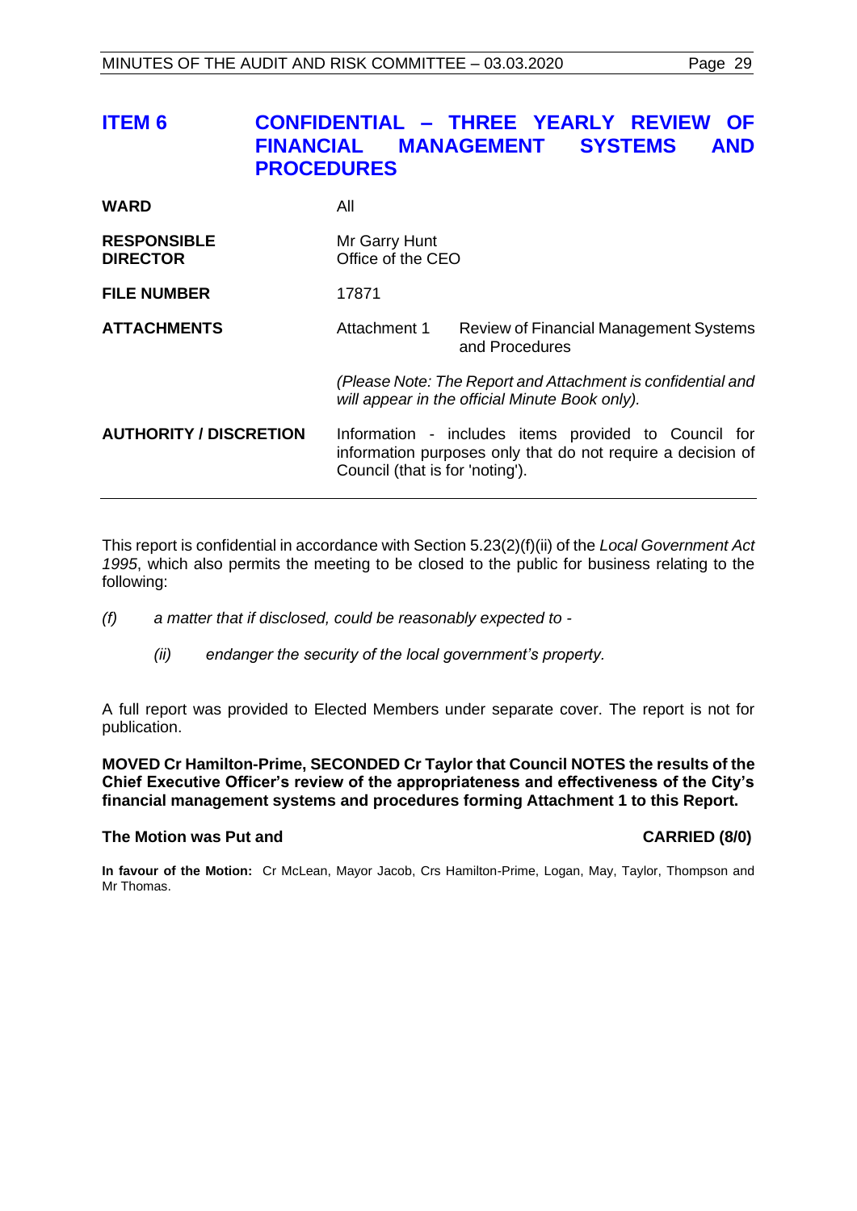## ITEM 6 CONFIDENTIAL – THREE YEARLY REVIEW OF FINANCIAL MANAGEMENT SYSTEMS AND PROCEDURES

| | | |
|---|---|---|
| **WARD** | All | |
| **RESPONSIBLE DIRECTOR** | Mr Garry Hunt<br>Office of the CEO | |
| **FILE NUMBER** | 17871 | |
| **ATTACHMENTS** | Attachment 1 | Review of Financial Management Systems and Procedures |
| | *(Please Note: The Report and Attachment is confidential and will appear in the official Minute Book only).* | |
| **AUTHORITY / DISCRETION** | Information - includes items provided to Council for information purposes only that do not require a decision of Council (that is for 'noting'). | |

This report is confidential in accordance with Section 5.23(2)(f)(ii) of the *Local Government Act 1995*, which also permits the meeting to be closed to the public for business relating to the following:

*(f) a matter that if disclosed, could be reasonably expected to -*

*(ii) endanger the security of the local government's property.*

A full report was provided to Elected Members under separate cover. The report is not for publication.

**MOVED Cr Hamilton-Prime, SECONDED Cr Taylor that Council NOTES the results of the Chief Executive Officer's review of the appropriateness and effectiveness of the City's financial management systems and procedures forming Attachment 1 to this Report.**

**The Motion was Put and CARRIED (8/0)**

**In favour of the Motion:** Cr McLean, Mayor Jacob, Crs Hamilton-Prime, Logan, May, Taylor, Thompson and Mr Thomas.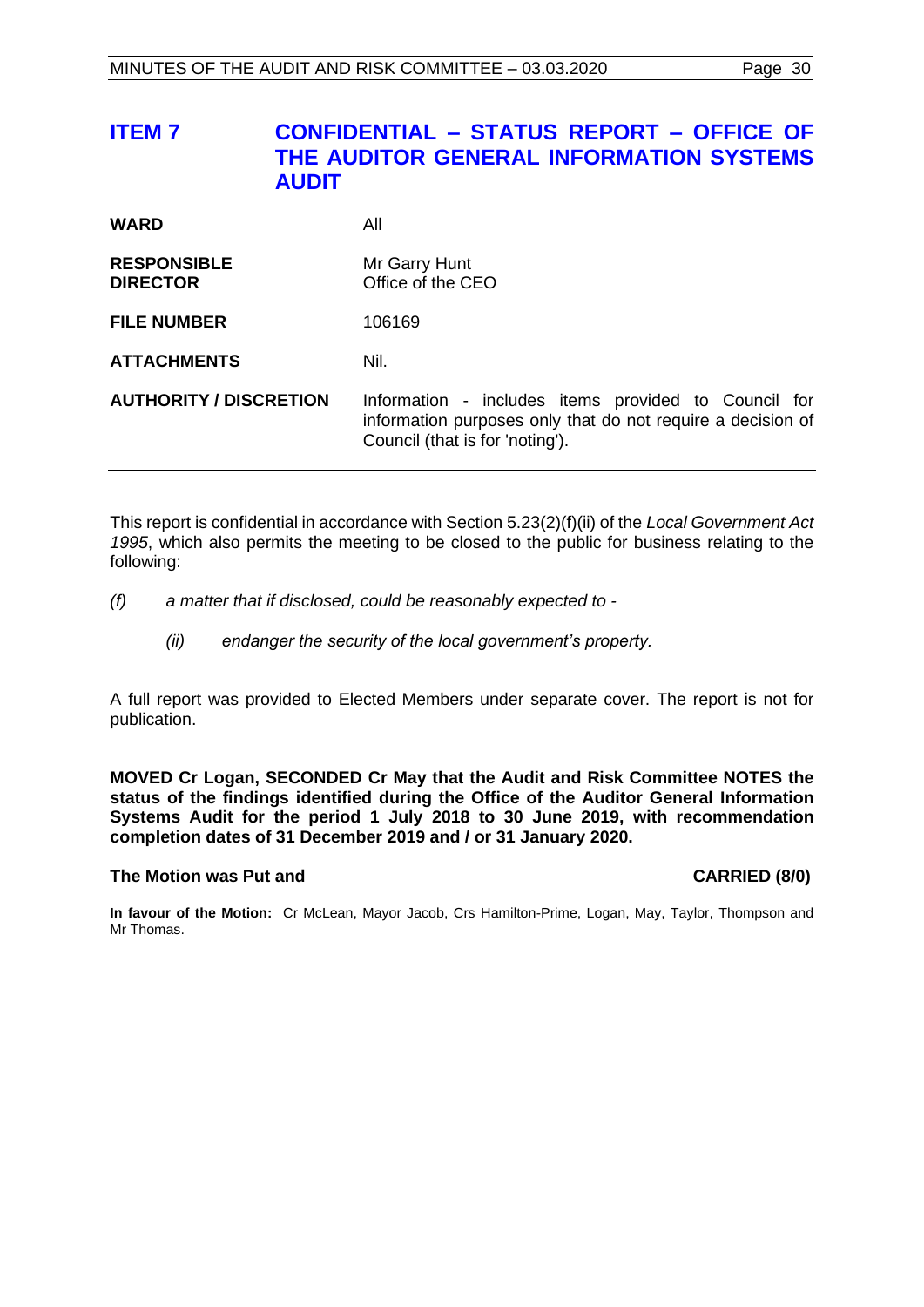# ITEM 7 CONFIDENTIAL – STATUS REPORT – OFFICE OF THE AUDITOR GENERAL INFORMATION SYSTEMS AUDIT

| | |
|---|---|
| **WARD** | All |
| **RESPONSIBLE DIRECTOR** | Mr Garry Hunt<br>Office of the CEO |
| **FILE NUMBER** | 106169 |
| **ATTACHMENTS** | Nil. |
| **AUTHORITY / DISCRETION** | Information - includes items provided to Council for information purposes only that do not require a decision of Council (that is for 'noting'). |

This report is confidential in accordance with Section 5.23(2)(f)(ii) of the *Local Government Act 1995*, which also permits the meeting to be closed to the public for business relating to the following:

*(f) a matter that if disclosed, could be reasonably expected to -*

*(ii) endanger the security of the local government's property.*

A full report was provided to Elected Members under separate cover. The report is not for publication.

**MOVED Cr Logan, SECONDED Cr May that the Audit and Risk Committee NOTES the status of the findings identified during the Office of the Auditor General Information Systems Audit for the period 1 July 2018 to 30 June 2019, with recommendation completion dates of 31 December 2019 and / or 31 January 2020.**

**The Motion was Put and CARRIED (8/0)**

**In favour of the Motion:** Cr McLean, Mayor Jacob, Crs Hamilton-Prime, Logan, May, Taylor, Thompson and Mr Thomas.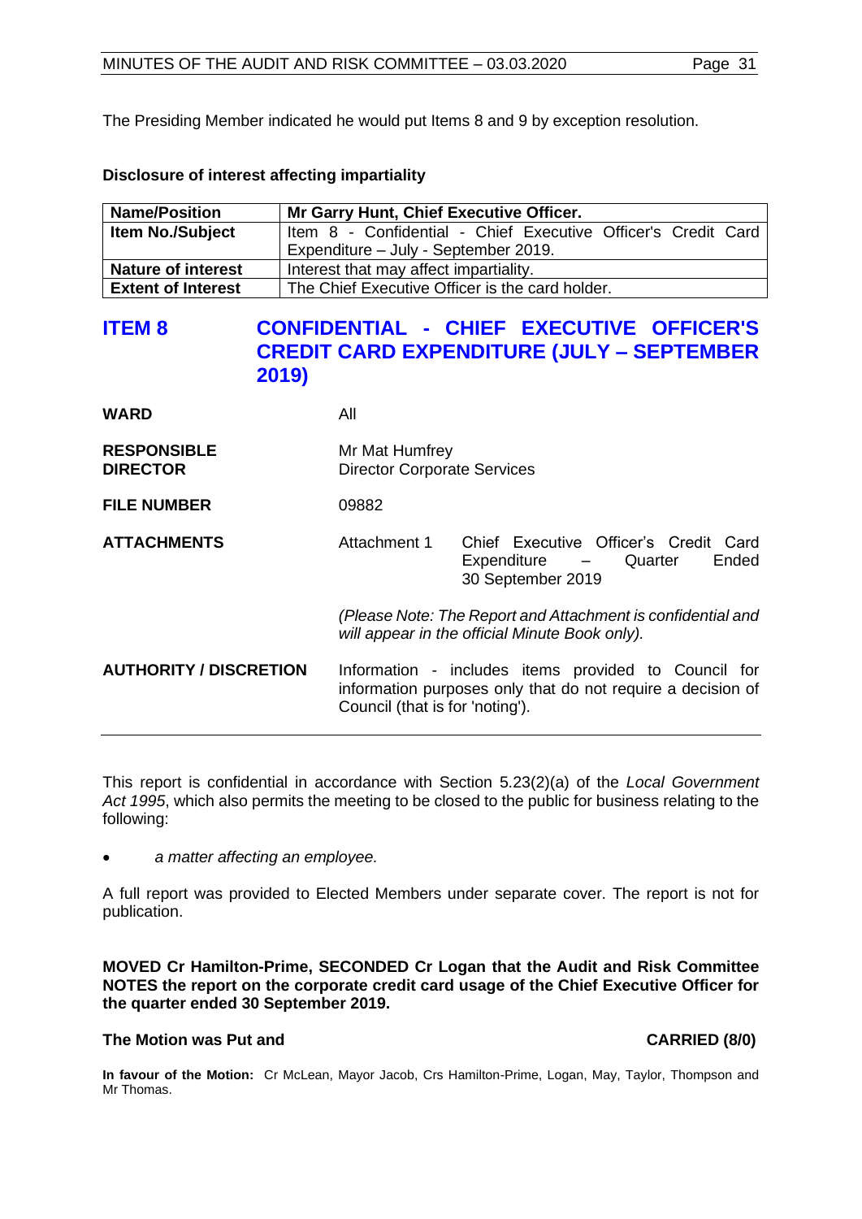The Presiding Member indicated he would put Items 8 and 9 by exception resolution.

**Disclosure of interest affecting impartiality**

| **Name/Position** | **Mr Garry Hunt, Chief Executive Officer.** |
|---|---|
| **Item No./Subject** | Item 8 - Confidential - Chief Executive Officer's Credit Card Expenditure – July - September 2019. |
| **Nature of interest** | Interest that may affect impartiality. |
| **Extent of Interest** | The Chief Executive Officer is the card holder. |

## ITEM 8 CONFIDENTIAL - CHIEF EXECUTIVE OFFICER'S CREDIT CARD EXPENDITURE (JULY – SEPTEMBER 2019)

**WARD** All

**RESPONSIBLE DIRECTOR** Mr Mat Humfrey
Director Corporate Services

**FILE NUMBER** 09882

**ATTACHMENTS** Attachment 1 Chief Executive Officer's Credit Card Expenditure – Quarter Ended 30 September 2019

*(Please Note: The Report and Attachment is confidential and will appear in the official Minute Book only).*

**AUTHORITY / DISCRETION** Information - includes items provided to Council for information purposes only that do not require a decision of Council (that is for 'noting').

---

This report is confidential in accordance with Section 5.23(2)(a) of the *Local Government Act 1995*, which also permits the meeting to be closed to the public for business relating to the following:

- *a matter affecting an employee.*

A full report was provided to Elected Members under separate cover. The report is not for publication.

**MOVED Cr Hamilton-Prime, SECONDED Cr Logan that the Audit and Risk Committee NOTES the report on the corporate credit card usage of the Chief Executive Officer for the quarter ended 30 September 2019.**

**The Motion was Put and CARRIED (8/0)**

**In favour of the Motion:** Cr McLean, Mayor Jacob, Crs Hamilton-Prime, Logan, May, Taylor, Thompson and Mr Thomas.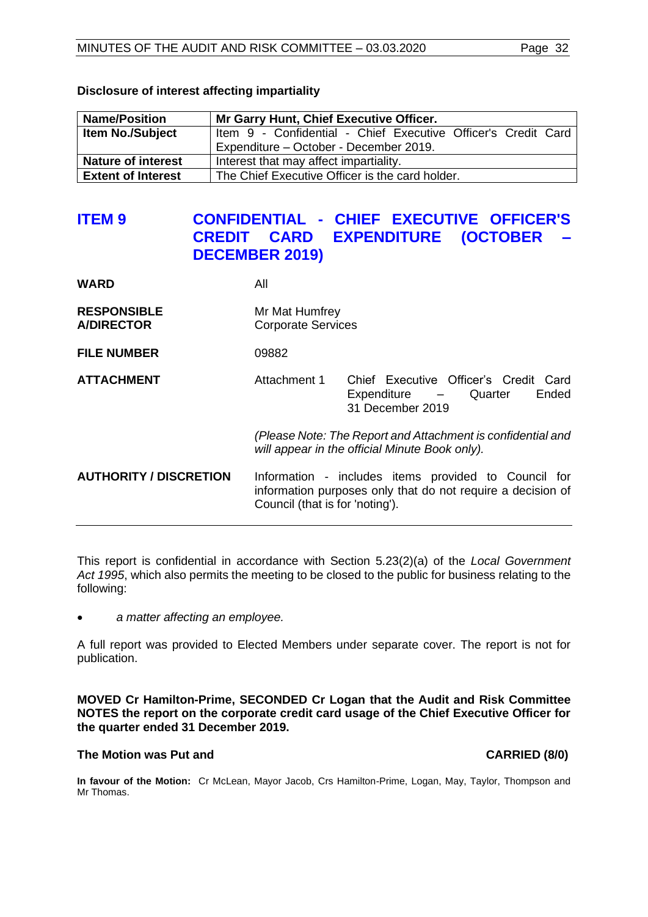**Disclosure of interest affecting impartiality**

| Name/Position | Mr Garry Hunt, Chief Executive Officer. |
|---|---|
| Item No./Subject | Item 9 - Confidential - Chief Executive Officer's Credit Card Expenditure – October - December 2019. |
| Nature of interest | Interest that may affect impartiality. |
| Extent of Interest | The Chief Executive Officer is the card holder. |

## ITEM 9 CONFIDENTIAL - CHIEF EXECUTIVE OFFICER'S CREDIT CARD EXPENDITURE (OCTOBER – DECEMBER 2019)

**WARD** All

**RESPONSIBLE A/DIRECTOR** Mr Mat Humfrey
Corporate Services

**FILE NUMBER** 09882

**ATTACHMENT** Attachment 1 Chief Executive Officer's Credit Card Expenditure – Quarter Ended 31 December 2019

*(Please Note: The Report and Attachment is confidential and will appear in the official Minute Book only).*

**AUTHORITY / DISCRETION** Information - includes items provided to Council for information purposes only that do not require a decision of Council (that is for 'noting').

---

This report is confidential in accordance with Section 5.23(2)(a) of the *Local Government Act 1995*, which also permits the meeting to be closed to the public for business relating to the following:

- *a matter affecting an employee.*

A full report was provided to Elected Members under separate cover. The report is not for publication.

**MOVED Cr Hamilton-Prime, SECONDED Cr Logan that the Audit and Risk Committee NOTES the report on the corporate credit card usage of the Chief Executive Officer for the quarter ended 31 December 2019.**

**The Motion was Put and CARRIED (8/0)**

**In favour of the Motion:** Cr McLean, Mayor Jacob, Crs Hamilton-Prime, Logan, May, Taylor, Thompson and Mr Thomas.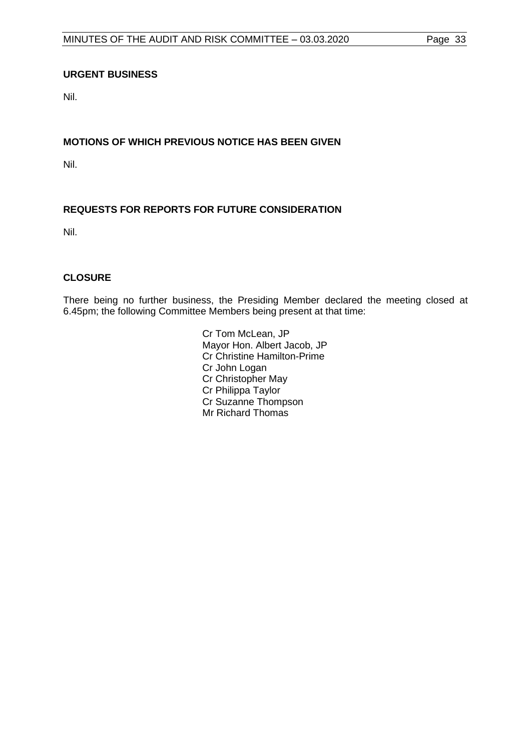## URGENT BUSINESS

Nil.

## MOTIONS OF WHICH PREVIOUS NOTICE HAS BEEN GIVEN

Nil.

## REQUESTS FOR REPORTS FOR FUTURE CONSIDERATION

Nil.

## CLOSURE

There being no further business, the Presiding Member declared the meeting closed at 6.45pm; the following Committee Members being present at that time:

Cr Tom McLean, JP
Mayor Hon. Albert Jacob, JP
Cr Christine Hamilton-Prime
Cr John Logan
Cr Christopher May
Cr Philippa Taylor
Cr Suzanne Thompson
Mr Richard Thomas